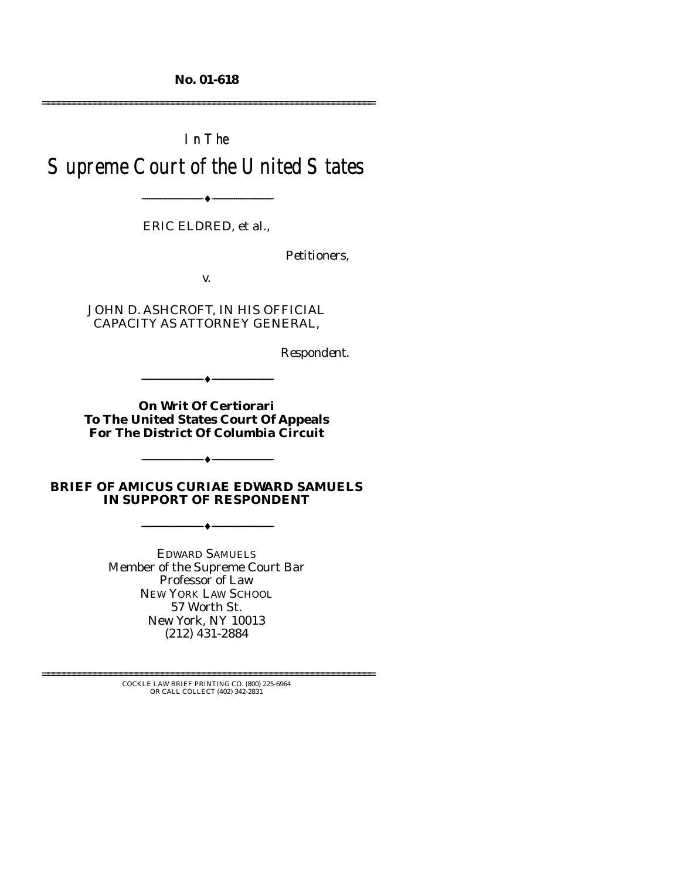**No. 01-618**

---

In The

# Supreme Court of the United States

---

ERIC ELDRED, *et al.*,

*Petitioners*,

v.

JOHN D. ASHCROFT, IN HIS OFFICIAL CAPACITY AS ATTORNEY GENERAL,

*Respondent*.

---

**On Writ Of Certiorari To The United States Court Of Appeals For The District Of Columbia Circuit**

---

**BRIEF OF AMICUS CURIAE EDWARD SAMUELS IN SUPPORT OF RESPONDENT**

---

EDWARD SAMUELS
Member of the Supreme Court Bar
Professor of Law
NEW YORK LAW SCHOOL
57 Worth St.
New York, NY 10013
(212) 431-2884

---

COCKLE LAW BRIEF PRINTING CO. (800) 225-6964
OR CALL COLLECT (402) 342-2831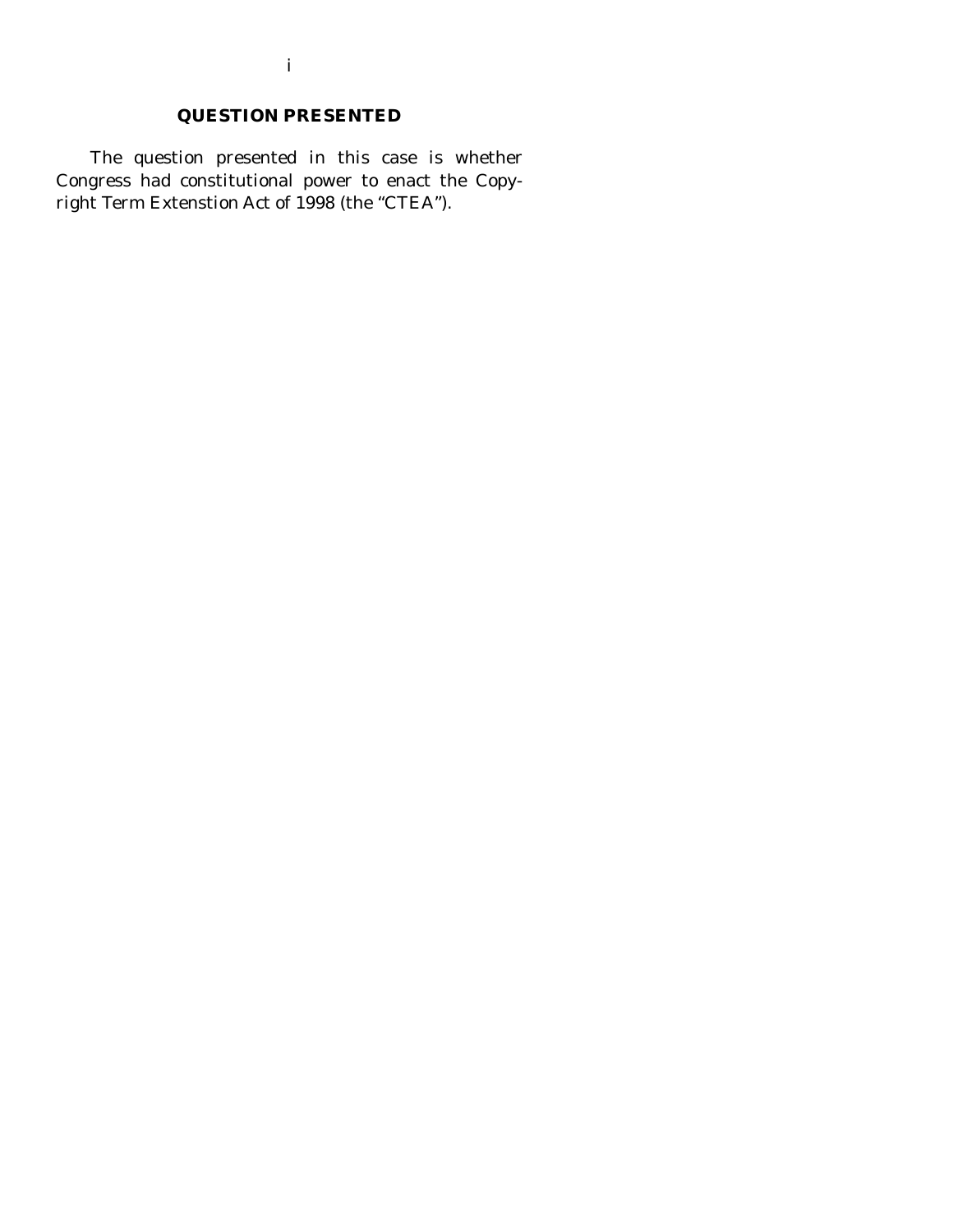## QUESTION PRESENTED

The question presented in this case is whether Congress had constitutional power to enact the Copyright Term Extenstion Act of 1998 (the "CTEA").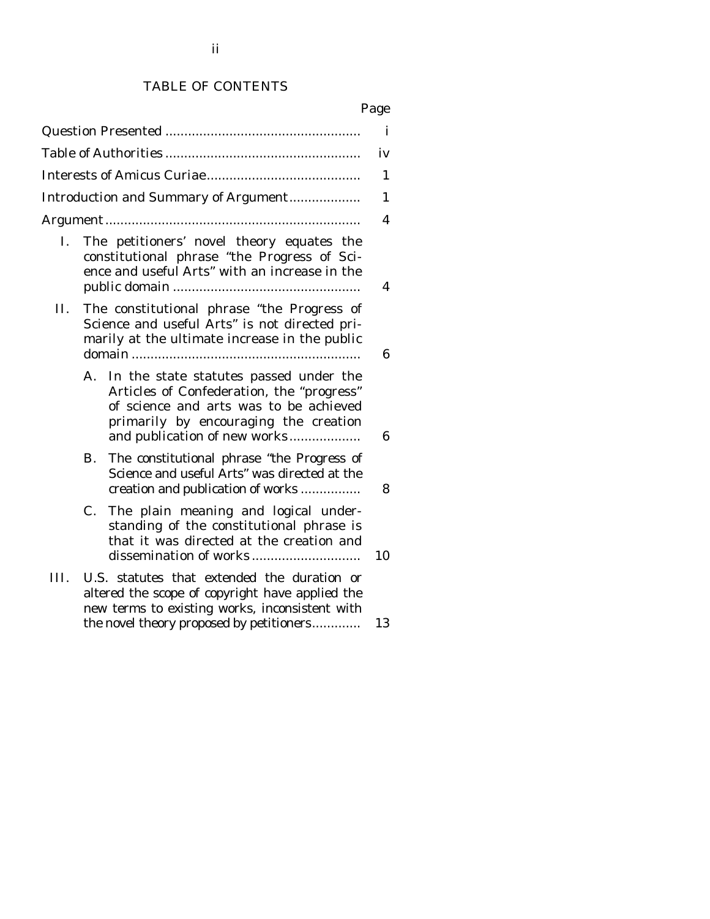## TABLE OF CONTENTS

| | Page |
|---|---|
| Question Presented | i |
| Table of Authorities | iv |
| Interests of Amicus Curiae | 1 |
| Introduction and Summary of Argument | 1 |
| Argument | 4 |
| I. The petitioners' novel theory equates the constitutional phrase "the Progress of Science and useful Arts" with an increase in the public domain | 4 |
| II. The constitutional phrase "the Progress of Science and useful Arts" is not directed primarily at the ultimate increase in the public domain | 6 |
| A. In the state statutes passed under the Articles of Confederation, the "progress" of science and arts was to be achieved primarily by encouraging the creation and publication of new works | 6 |
| B. The constitutional phrase "the Progress of Science and useful Arts" was directed at the creation and publication of works | 8 |
| C. The plain meaning and logical understanding of the constitutional phrase is that it was directed at the creation and dissemination of works | 10 |
| III. U.S. statutes that extended the duration or altered the scope of copyright have applied the new terms to existing works, inconsistent with the novel theory proposed by petitioners | 13 |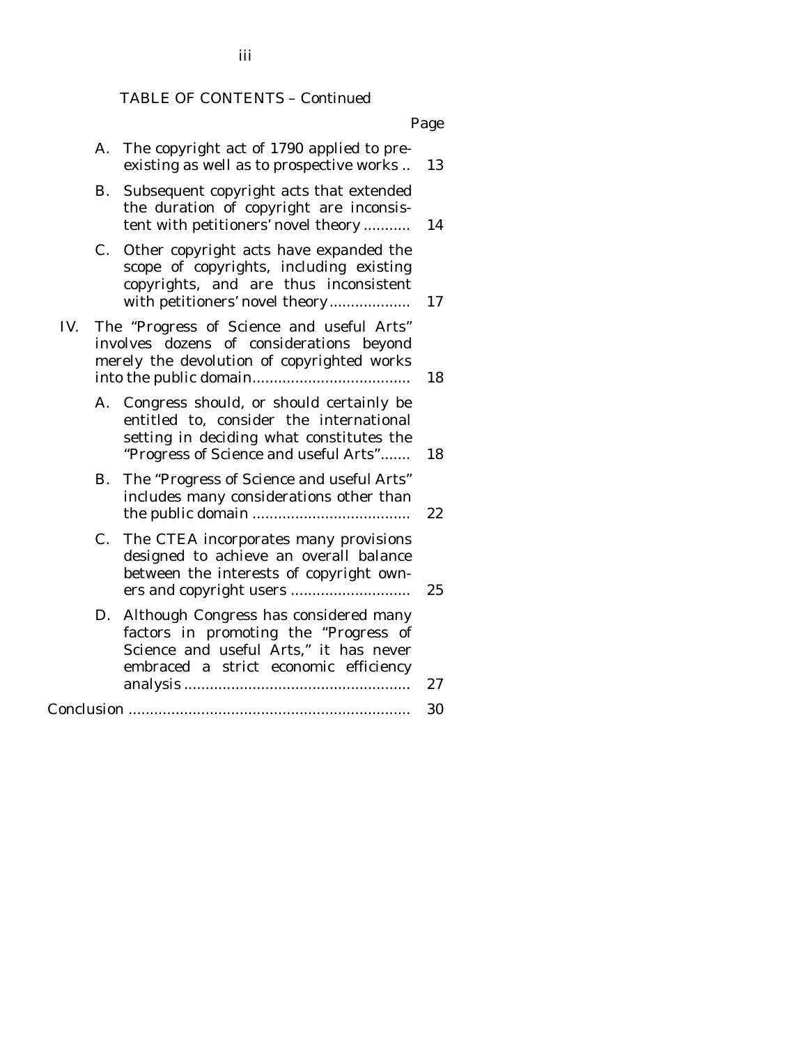TABLE OF CONTENTS – Continued

| | | Page |
|---|---|---|
| A. | The copyright act of 1790 applied to pre-existing as well as to prospective works .. | 13 |
| B. | Subsequent copyright acts that extended the duration of copyright are inconsistent with petitioners' novel theory ........... | 14 |
| C. | Other copyright acts have expanded the scope of copyrights, including existing copyrights, and are thus inconsistent with petitioners' novel theory ................... | 17 |
| IV. | The "Progress of Science and useful Arts" involves dozens of considerations beyond merely the devolution of copyrighted works into the public domain.................................... | 18 |
| A. | Congress should, or should certainly be entitled to, consider the international setting in deciding what constitutes the "Progress of Science and useful Arts"....... | 18 |
| B. | The "Progress of Science and useful Arts" includes many considerations other than the public domain .................................... | 22 |
| C. | The CTEA incorporates many provisions designed to achieve an overall balance between the interests of copyright owners and copyright users ............................ | 25 |
| D. | Although Congress has considered many factors in promoting the "Progress of Science and useful Arts," it has never embraced a strict economic efficiency analysis .................................................... | 27 |
| Conclusion | ................................................................ | 30 |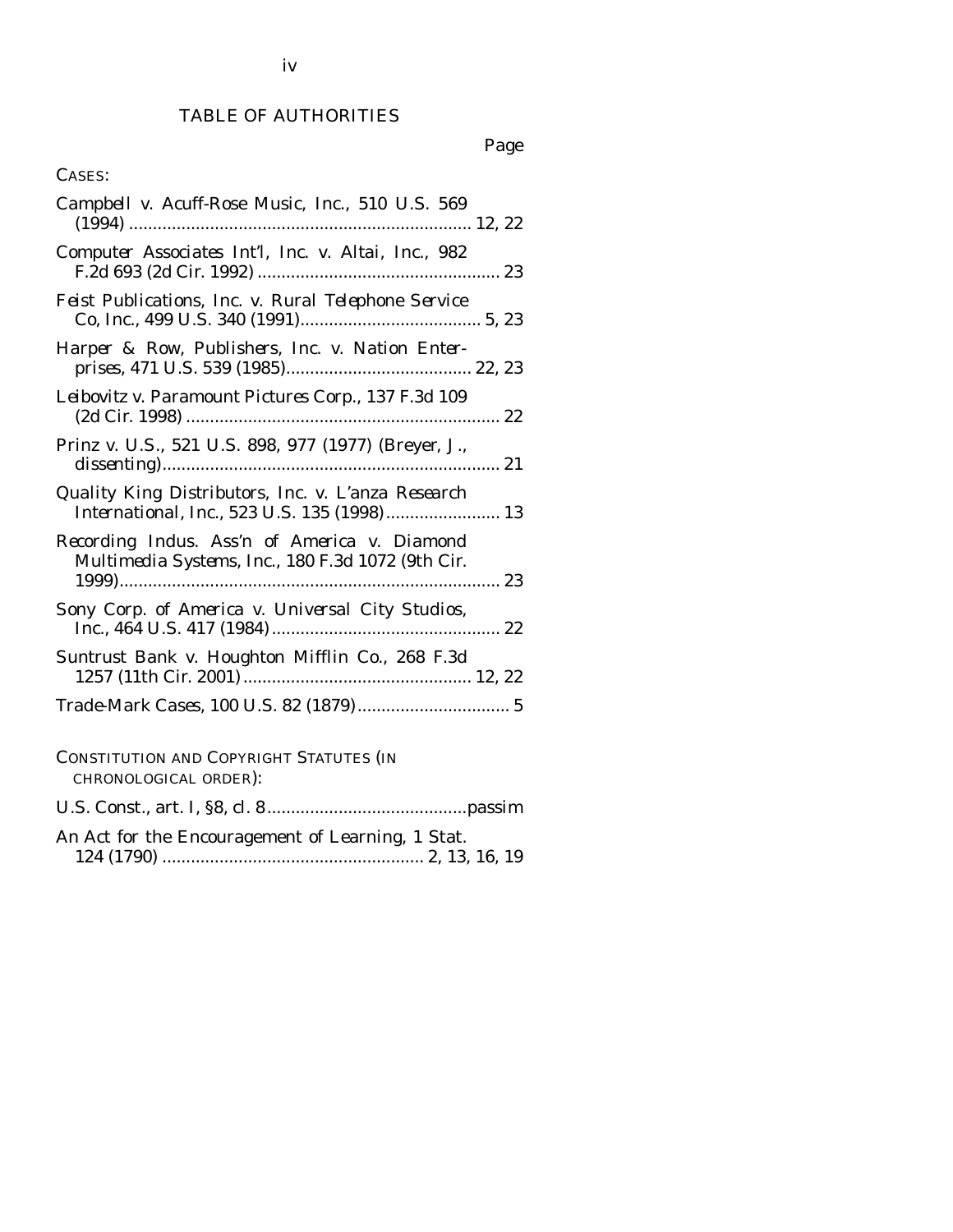# TABLE OF AUTHORITIES

Page

CASES:

*Campbell v. Acuff-Rose Music, Inc.*, 510 U.S. 569 (1994) ........................................................................ 12, 22

*Computer Associates Int'l, Inc. v. Altai, Inc.*, 982 F.2d 693 (2d Cir. 1992) ................................................... 23

*Feist Publications, Inc. v. Rural Telephone Service Co, Inc.*, 499 U.S. 340 (1991)...................................... 5, 23

*Harper & Row, Publishers, Inc. v. Nation Enterprises*, 471 U.S. 539 (1985)....................................... 22, 23

*Leibovitz v. Paramount Pictures Corp.*, 137 F.3d 109 (2d Cir. 1998) .................................................................. 22

*Prinz v. U.S.*, 521 U.S. 898, 977 (1977) (Breyer, J., dissenting)....................................................................... 21

*Quality King Distributors, Inc. v. L'anza Research International, Inc.*, 523 U.S. 135 (1998)........................ 13

*Recording Indus. Ass'n of America v. Diamond Multimedia Systems, Inc.*, 180 F.3d 1072 (9th Cir. 1999)................................................................................ 23

*Sony Corp. of America v. Universal City Studios, Inc.*, 464 U.S. 417 (1984) ................................................ 22

*Suntrust Bank v. Houghton Mifflin Co.*, 268 F.3d 1257 (11th Cir. 2001) ................................................ 12, 22

*Trade-Mark Cases*, 100 U.S. 82 (1879)................................ 5

CONSTITUTION AND COPYRIGHT STATUTES (IN CHRONOLOGICAL ORDER):

U.S. Const., art. I, §8, cl. 8..........................................passim

An Act for the Encouragement of Learning, 1 Stat. 124 (1790) ....................................................... 2, 13, 16, 19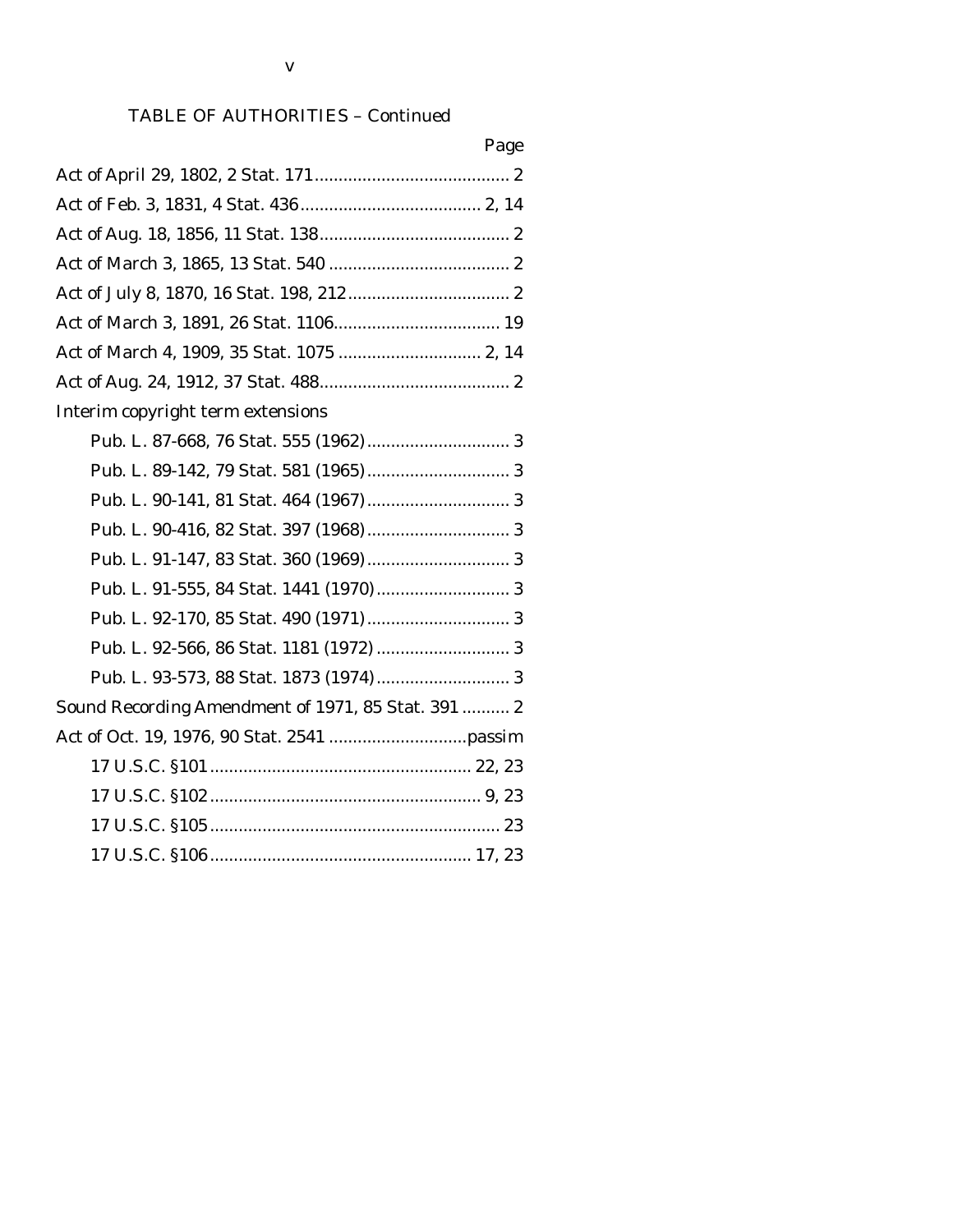## TABLE OF AUTHORITIES – Continued

Page

Act of April 29, 1802, 2 Stat. 171 ........................................ 2

Act of Feb. 3, 1831, 4 Stat. 436 ..................................... 2, 14

Act of Aug. 18, 1856, 11 Stat. 138 ....................................... 2

Act of March 3, 1865, 13 Stat. 540 ...................................... 2

Act of July 8, 1870, 16 Stat. 198, 212 .................................. 2

Act of March 3, 1891, 26 Stat. 1106 ................................... 19

Act of March 4, 1909, 35 Stat. 1075 .............................. 2, 14

Act of Aug. 24, 1912, 37 Stat. 488 ....................................... 2

Interim copyright term extensions

- Pub. L. 87-668, 76 Stat. 555 (1962) .............................. 3
- Pub. L. 89-142, 79 Stat. 581 (1965) .............................. 3
- Pub. L. 90-141, 81 Stat. 464 (1967) .............................. 3
- Pub. L. 90-416, 82 Stat. 397 (1968) .............................. 3
- Pub. L. 91-147, 83 Stat. 360 (1969) .............................. 3
- Pub. L. 91-555, 84 Stat. 1441 (1970) ............................ 3
- Pub. L. 92-170, 85 Stat. 490 (1971) .............................. 3
- Pub. L. 92-566, 86 Stat. 1181 (1972) ............................ 3
- Pub. L. 93-573, 88 Stat. 1873 (1974) ............................ 3

Sound Recording Amendment of 1971, 85 Stat. 391 .......... 2

Act of Oct. 19, 1976, 90 Stat. 2541 ............................passim

- 17 U.S.C. §101 ...................................................... 22, 23
- 17 U.S.C. §102 ........................................................ 9, 23
- 17 U.S.C. §105 ............................................................ 23
- 17 U.S.C. §106 ...................................................... 17, 23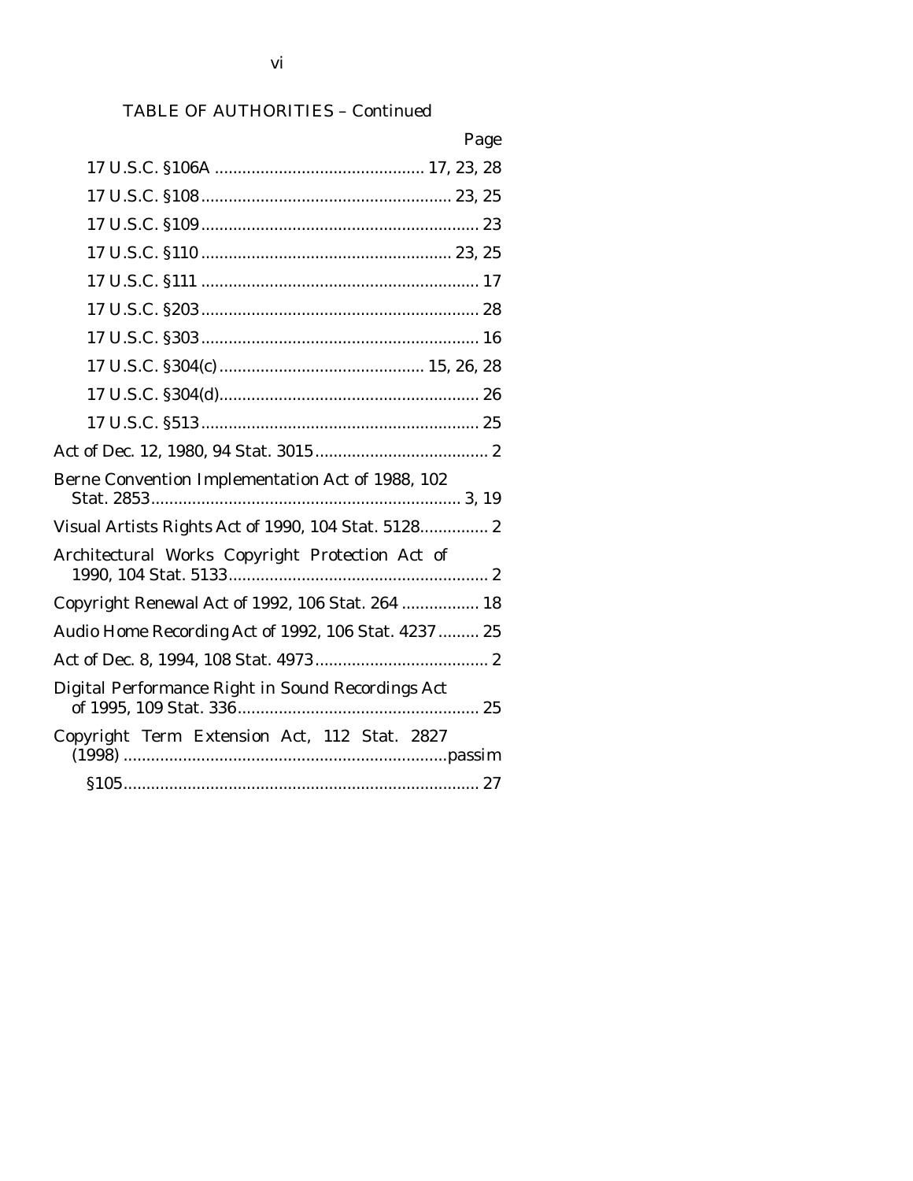TABLE OF AUTHORITIES – Continued

Page

17 U.S.C. §106A ............................................. 17, 23, 28

17 U.S.C. §108 ...................................................... 23, 25

17 U.S.C. §109 ............................................................ 23

17 U.S.C. §110 ...................................................... 23, 25

17 U.S.C. §111 ............................................................ 17

17 U.S.C. §203 ............................................................ 28

17 U.S.C. §303 ............................................................ 16

17 U.S.C. §304(c) ............................................ 15, 26, 28

17 U.S.C. §304(d) ........................................................ 26

17 U.S.C. §513 ............................................................ 25

Act of Dec. 12, 1980, 94 Stat. 3015 ...................................... 2

Berne Convention Implementation Act of 1988, 102 Stat. 2853 ................................................................... 3, 19

Visual Artists Rights Act of 1990, 104 Stat. 5128 ............... 2

Architectural Works Copyright Protection Act of 1990, 104 Stat. 5133 ......................................................... 2

Copyright Renewal Act of 1992, 106 Stat. 264 ................. 18

Audio Home Recording Act of 1992, 106 Stat. 4237 ......... 25

Act of Dec. 8, 1994, 108 Stat. 4973 ...................................... 2

Digital Performance Right in Sound Recordings Act of 1995, 109 Stat. 336 ..................................................... 25

Copyright Term Extension Act, 112 Stat. 2827 (1998) ...................................................................... passim

§105 ............................................................................. 27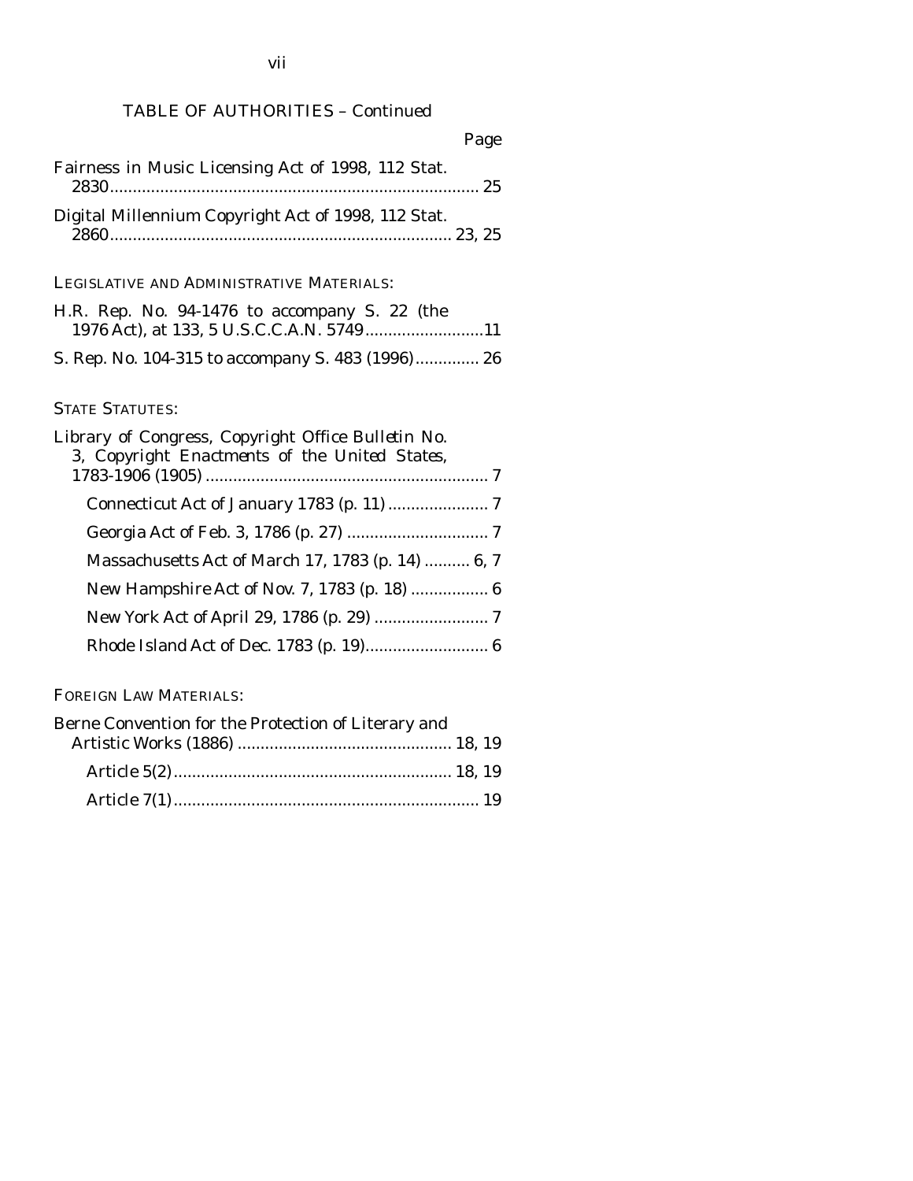TABLE OF AUTHORITIES – Continued

Page

Fairness in Music Licensing Act of 1998, 112 Stat. 2830 ........ 25

Digital Millennium Copyright Act of 1998, 112 Stat. 2860 ........ 23, 25

LEGISLATIVE AND ADMINISTRATIVE MATERIALS:

H.R. Rep. No. 94-1476 to accompany S. 22 (the 1976 Act), at 133, 5 U.S.C.C.A.N. 5749 ........ 11

S. Rep. No. 104-315 to accompany S. 483 (1996) ........ 26

STATE STATUTES:

Library of Congress, Copyright Office *Bulletin No. 3, Copyright Enactments of the United States, 1783-1906* (1905) ........ 7

- Connecticut Act of January 1783 (p. 11) ........ 7
- Georgia Act of Feb. 3, 1786 (p. 27) ........ 7
- Massachusetts Act of March 17, 1783 (p. 14) ........ 6, 7
- New Hampshire Act of Nov. 7, 1783 (p. 18) ........ 6
- New York Act of April 29, 1786 (p. 29) ........ 7
- Rhode Island Act of Dec. 1783 (p. 19) ........ 6

FOREIGN LAW MATERIALS:

Berne Convention for the Protection of Literary and Artistic Works (1886) ........ 18, 19

- Article 5(2) ........ 18, 19
- Article 7(1) ........ 19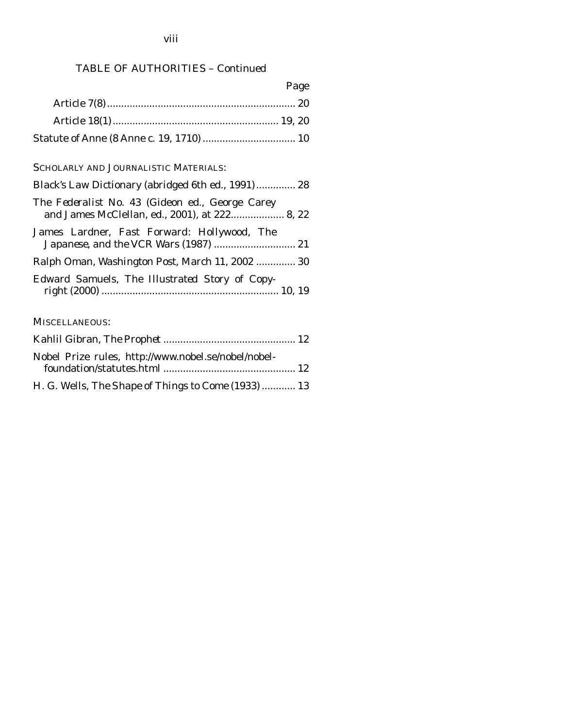TABLE OF AUTHORITIES – *Continued*

| | Page |
|---|---|
| Article 7(8) | 20 |
| Article 18(1) | 19, 20 |
| Statute of Anne (8 Anne c. 19, 1710) | 10 |

SCHOLARLY AND JOURNALISTIC MATERIALS:

| | |
|---|---|
| Black's Law Dictionary (abridged 6th ed., 1991) | 28 |
| The Federalist No. 43 (Gideon ed., George Carey and James McClellan, ed., 2001), at 222 | 8, 22 |
| James Lardner, Fast Forward: Hollywood, The Japanese, and the VCR Wars (1987) | 21 |
| Ralph Oman, Washington Post, March 11, 2002 | 30 |
| Edward Samuels, The Illustrated Story of Copyright (2000) | 10, 19 |

MISCELLANEOUS:

| | |
|---|---|
| Kahlil Gibran, The Prophet | 12 |
| Nobel Prize rules, http://www.nobel.se/nobel/nobel-foundation/statutes.html | 12 |
| H. G. Wells, The Shape of Things to Come (1933) | 13 |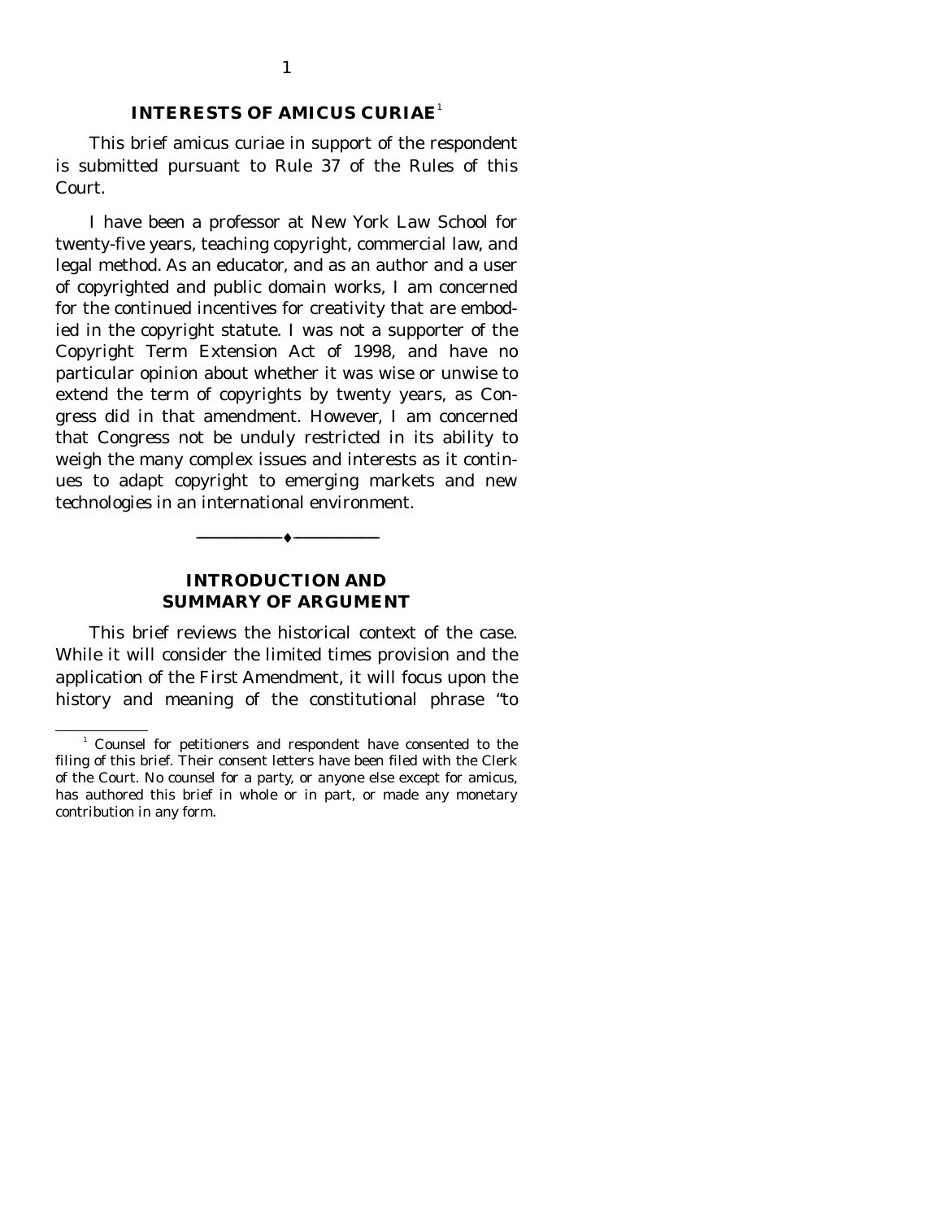## INTERESTS OF AMICUS CURIAE[1]

This brief amicus curiae in support of the respondent is submitted pursuant to Rule 37 of the Rules of this Court.

I have been a professor at New York Law School for twenty-five years, teaching copyright, commercial law, and legal method. As an educator, and as an author and a user of copyrighted and public domain works, I am concerned for the continued incentives for creativity that are embodied in the copyright statute. I was not a supporter of the Copyright Term Extension Act of 1998, and have no particular opinion about whether it was wise or unwise to extend the term of copyrights by twenty years, as Congress did in that amendment. However, I am concerned that Congress not be unduly restricted in its ability to weigh the many complex issues and interests as it continues to adapt copyright to emerging markets and new technologies in an international environment.

---

## INTRODUCTION AND SUMMARY OF ARGUMENT

This brief reviews the historical context of the case. While it will consider the limited times provision and the application of the First Amendment, it will focus upon the history and meaning of the constitutional phrase "to

---

[1] Counsel for petitioners and respondent have consented to the filing of this brief. Their consent letters have been filed with the Clerk of the Court. No counsel for a party, or anyone else except for amicus, has authored this brief in whole or in part, or made any monetary contribution in any form.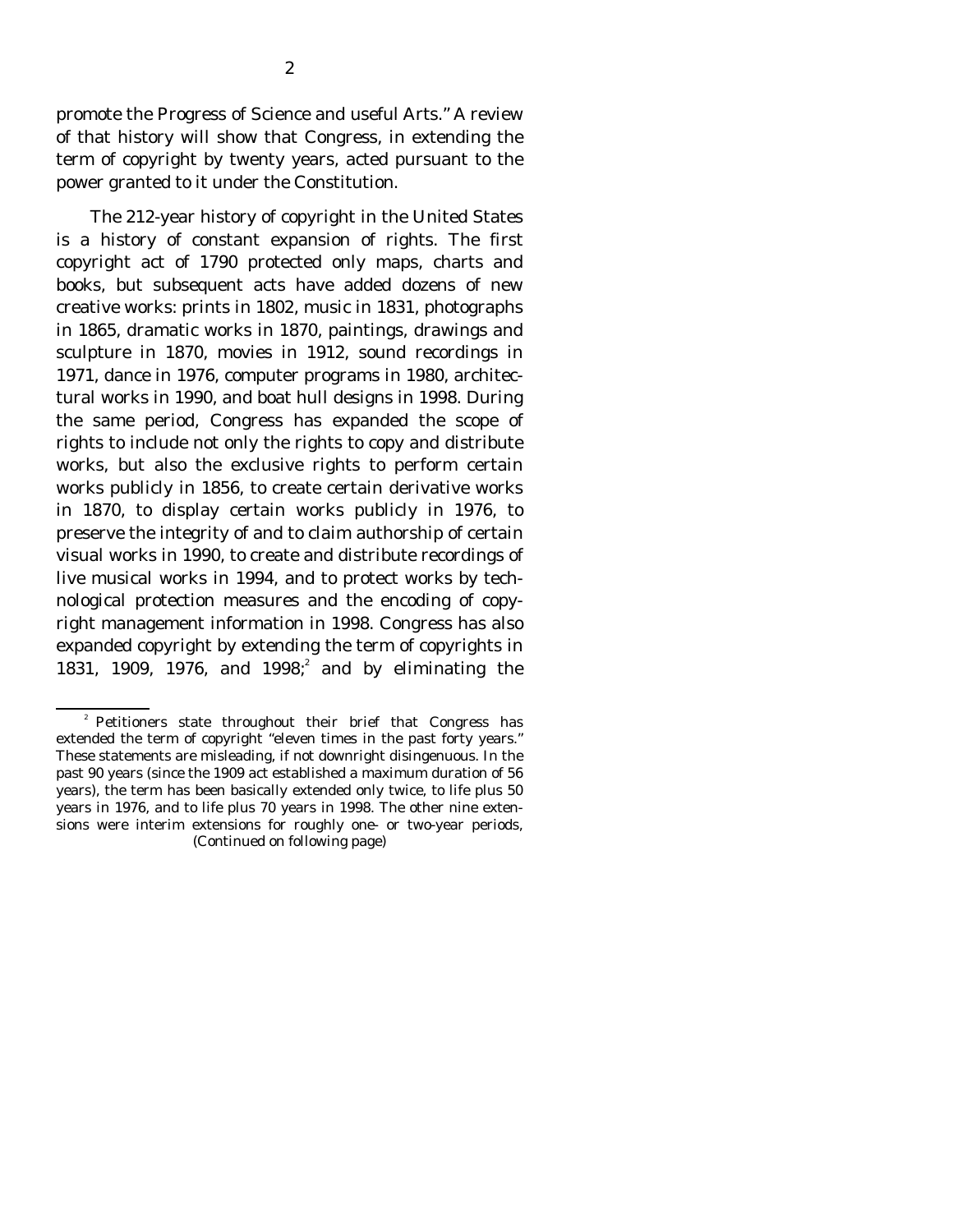promote the Progress of Science and useful Arts." A review of that history will show that Congress, in extending the term of copyright by twenty years, acted pursuant to the power granted to it under the Constitution.

The 212-year history of copyright in the United States is a history of constant expansion of rights. The first copyright act of 1790 protected only maps, charts and books, but subsequent acts have added dozens of new creative works: prints in 1802, music in 1831, photographs in 1865, dramatic works in 1870, paintings, drawings and sculpture in 1870, movies in 1912, sound recordings in 1971, dance in 1976, computer programs in 1980, architectural works in 1990, and boat hull designs in 1998. During the same period, Congress has expanded the scope of rights to include not only the rights to copy and distribute works, but also the exclusive rights to perform certain works publicly in 1856, to create certain derivative works in 1870, to display certain works publicly in 1976, to preserve the integrity of and to claim authorship of certain visual works in 1990, to create and distribute recordings of live musical works in 1994, and to protect works by technological protection measures and the encoding of copyright management information in 1998. Congress has also expanded copyright by extending the term of copyrights in 1831, 1909, 1976, and 1998;[2] and by eliminating the

---

[2] Petitioners state throughout their brief that Congress has extended the term of copyright "eleven times in the past forty years." These statements are misleading, if not downright disingenuous. In the past 90 years (since the 1909 act established a maximum duration of 56 years), the term has been basically extended only twice, to life plus 50 years in 1976, and to life plus 70 years in 1998. The other nine extensions were interim extensions for roughly one- or two-year periods,

(Continued on following page)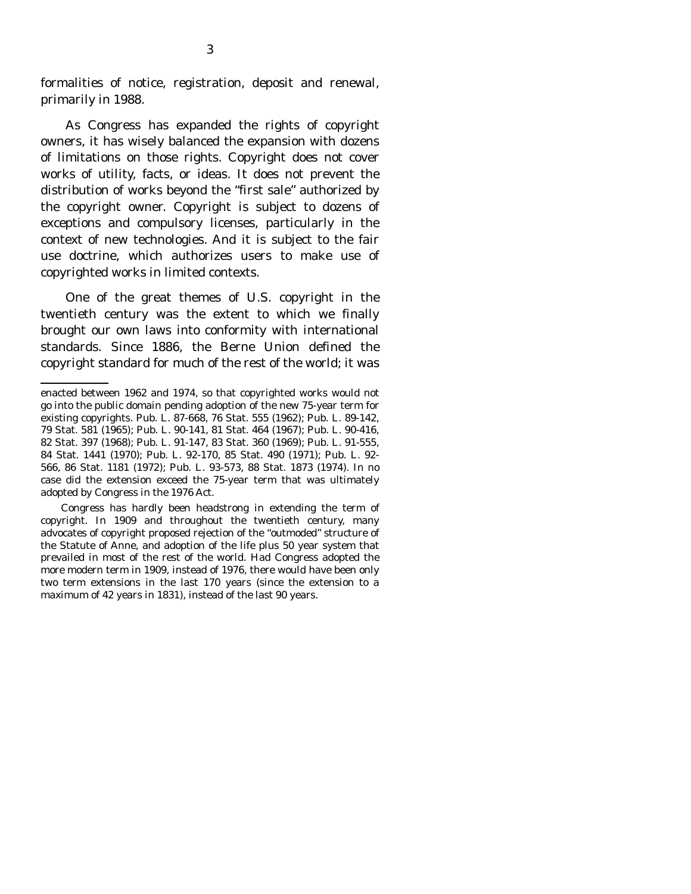formalities of notice, registration, deposit and renewal, primarily in 1988.

As Congress has expanded the rights of copyright owners, it has wisely balanced the expansion with dozens of limitations on those rights. Copyright does not cover works of utility, facts, or ideas. It does not prevent the distribution of works beyond the "first sale" authorized by the copyright owner. Copyright is subject to dozens of exceptions and compulsory licenses, particularly in the context of new technologies. And it is subject to the fair use doctrine, which authorizes users to make use of copyrighted works in limited contexts.

One of the great themes of U.S. copyright in the twentieth century was the extent to which we finally brought our own laws into conformity with international standards. Since 1886, the Berne Union defined the copyright standard for much of the rest of the world; it was

---

enacted between 1962 and 1974, so that copyrighted works would not go into the public domain pending adoption of the new 75-year term for existing copyrights. Pub. L. 87-668, 76 Stat. 555 (1962); Pub. L. 89-142, 79 Stat. 581 (1965); Pub. L. 90-141, 81 Stat. 464 (1967); Pub. L. 90-416, 82 Stat. 397 (1968); Pub. L. 91-147, 83 Stat. 360 (1969); Pub. L. 91-555, 84 Stat. 1441 (1970); Pub. L. 92-170, 85 Stat. 490 (1971); Pub. L. 92-566, 86 Stat. 1181 (1972); Pub. L. 93-573, 88 Stat. 1873 (1974). In no case did the extension exceed the 75-year term that was ultimately adopted by Congress in the 1976 Act.

Congress has hardly been headstrong in extending the term of copyright. In 1909 and throughout the twentieth century, many advocates of copyright proposed rejection of the "outmoded" structure of the Statute of Anne, and adoption of the life plus 50 year system that prevailed in most of the rest of the world. Had Congress adopted the more modern term in 1909, instead of 1976, there would have been only two term extensions in the last 170 years (since the extension to a maximum of 42 years in 1831), instead of the last 90 years.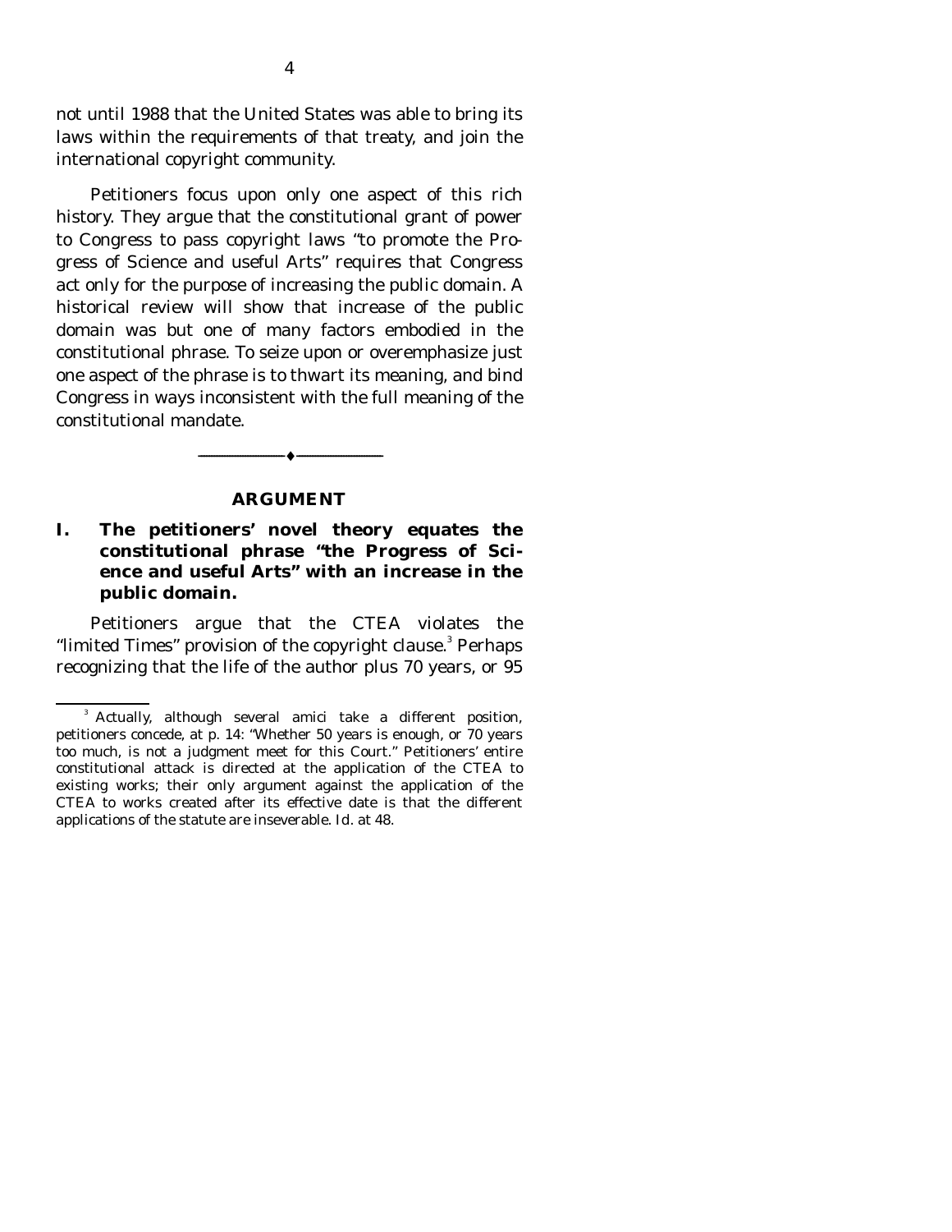not until 1988 that the United States was able to bring its laws within the requirements of that treaty, and join the international copyright community.

Petitioners focus upon only one aspect of this rich history. They argue that the constitutional grant of power to Congress to pass copyright laws "to promote the Progress of Science and useful Arts" requires that Congress act only for the purpose of increasing the public domain. A historical review will show that increase of the public domain was but one of many factors embodied in the constitutional phrase. To seize upon or overemphasize just one aspect of the phrase is to thwart its meaning, and bind Congress in ways inconsistent with the full meaning of the constitutional mandate.

---

## ARGUMENT

### I. The petitioners' novel theory equates the constitutional phrase "the Progress of Science and useful Arts" with an increase in the public domain.

Petitioners argue that the CTEA violates the "limited Times" provision of the copyright clause.[3] Perhaps recognizing that the life of the author plus 70 years, or 95

[3] Actually, although several amici take a different position, petitioners concede, at p. 14: "Whether 50 years is enough, or 70 years too much, is not a judgment meet for this Court." Petitioners' entire constitutional attack is directed at the application of the CTEA to existing works; their only argument against the application of the CTEA to works created after its effective date is that the different applications of the statute are inseverable. *Id.* at 48.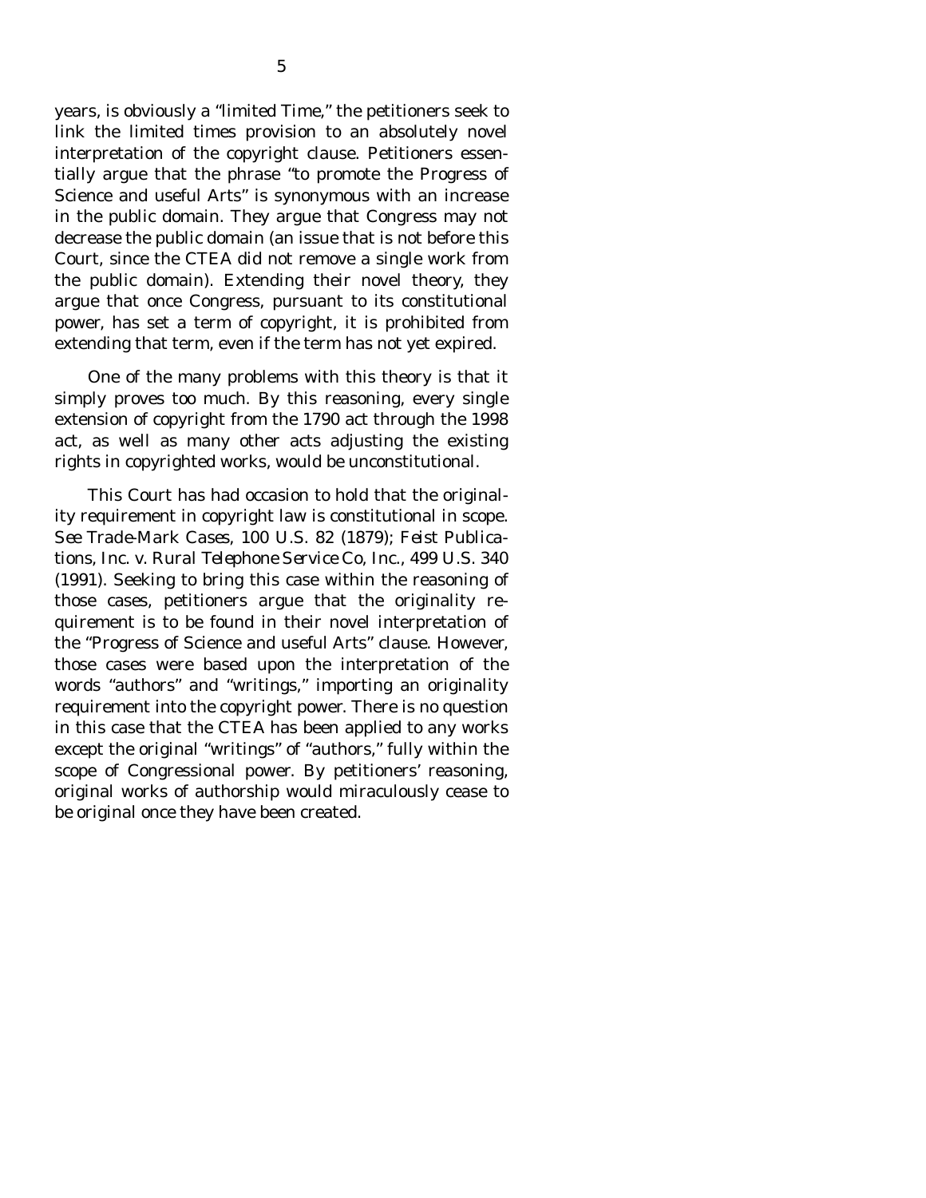years, is obviously a "limited Time," the petitioners seek to link the limited times provision to an absolutely novel interpretation of the copyright clause. Petitioners essentially argue that the phrase "to promote the Progress of Science and useful Arts" is synonymous with an increase in the public domain. They argue that Congress may not decrease the public domain (an issue that is not before this Court, since the CTEA did not remove a single work from the public domain). Extending their novel theory, they argue that once Congress, pursuant to its constitutional power, has set a term of copyright, it is prohibited from extending that term, even if the term has not yet expired.

One of the many problems with this theory is that it simply proves too much. By this reasoning, every single extension of copyright from the 1790 act through the 1998 act, as well as many other acts adjusting the existing rights in copyrighted works, would be unconstitutional.

This Court has had occasion to hold that the originality requirement in copyright law is constitutional in scope. *See Trade-Mark Cases*, 100 U.S. 82 (1879); *Feist Publications, Inc. v. Rural Telephone Service Co, Inc.*, 499 U.S. 340 (1991). Seeking to bring this case within the reasoning of those cases, petitioners argue that the originality requirement is to be found in their novel interpretation of the "Progress of Science and useful Arts" clause. However, those cases were based upon the interpretation of the words "authors" and "writings," importing an originality requirement into the copyright power. There is no question in this case that the CTEA has been applied to any works except the original "writings" of "authors," fully within the scope of Congressional power. By petitioners' reasoning, original works of authorship would miraculously cease to be original once they have been created.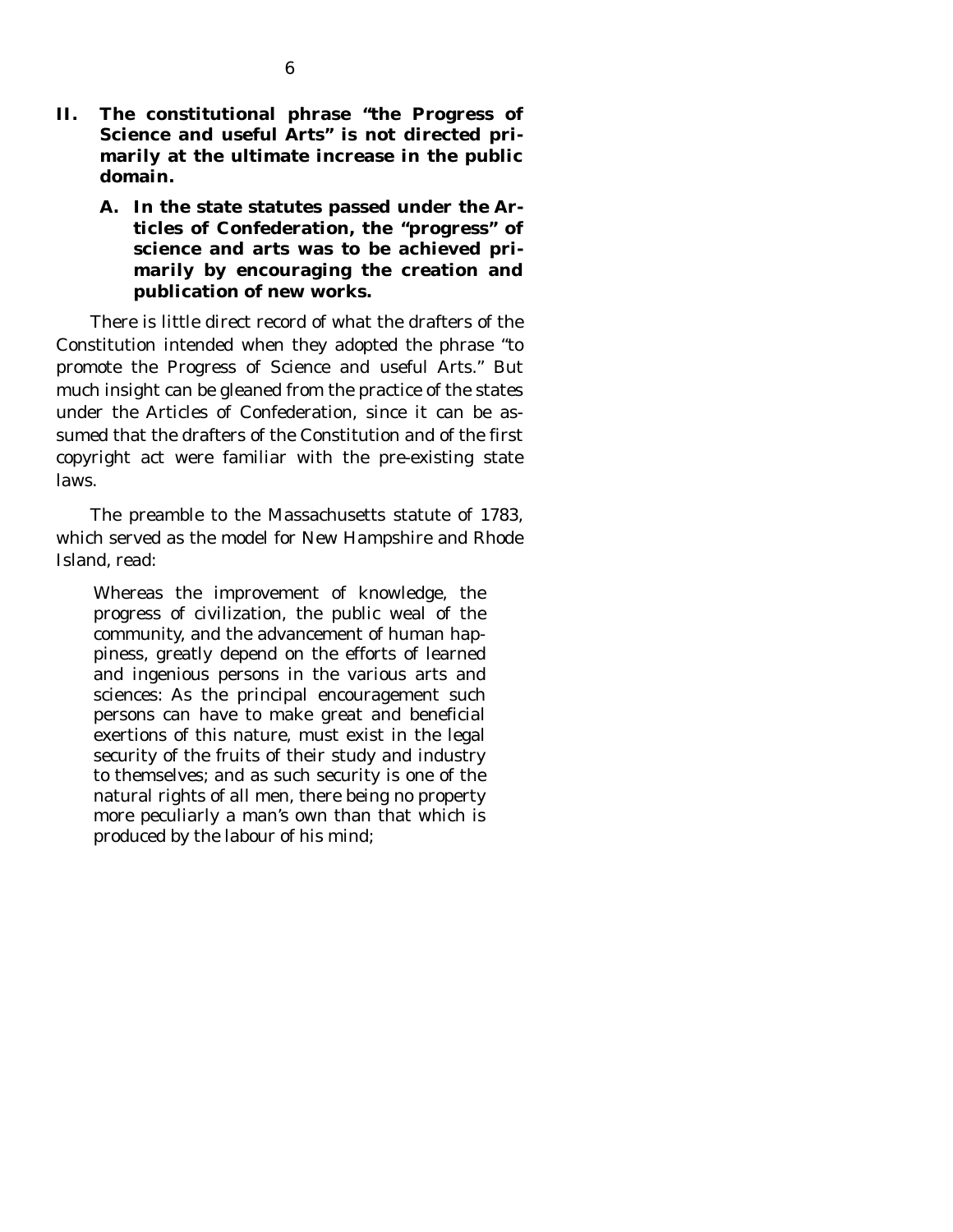## II. The constitutional phrase "the Progress of Science and useful Arts" is not directed primarily at the ultimate increase in the public domain.

### A. In the state statutes passed under the Articles of Confederation, the "progress" of science and arts was to be achieved primarily by encouraging the creation and publication of new works.

There is little direct record of what the drafters of the Constitution intended when they adopted the phrase "to promote the Progress of Science and useful Arts." But much insight can be gleaned from the practice of the states under the Articles of Confederation, since it can be assumed that the drafters of the Constitution and of the first copyright act were familiar with the pre-existing state laws.

The preamble to the Massachusetts statute of 1783, which served as the model for New Hampshire and Rhode Island, read:

> Whereas the improvement of knowledge, the progress of civilization, the public weal of the community, and the advancement of human happiness, greatly depend on the efforts of learned and ingenious persons in the various arts and sciences: As the principal encouragement such persons can have to make great and beneficial exertions of this nature, must exist in the legal security of the fruits of their study and industry to themselves; and as such security is one of the natural rights of all men, there being no property more peculiarly a man's own than that which is produced by the labour of his mind;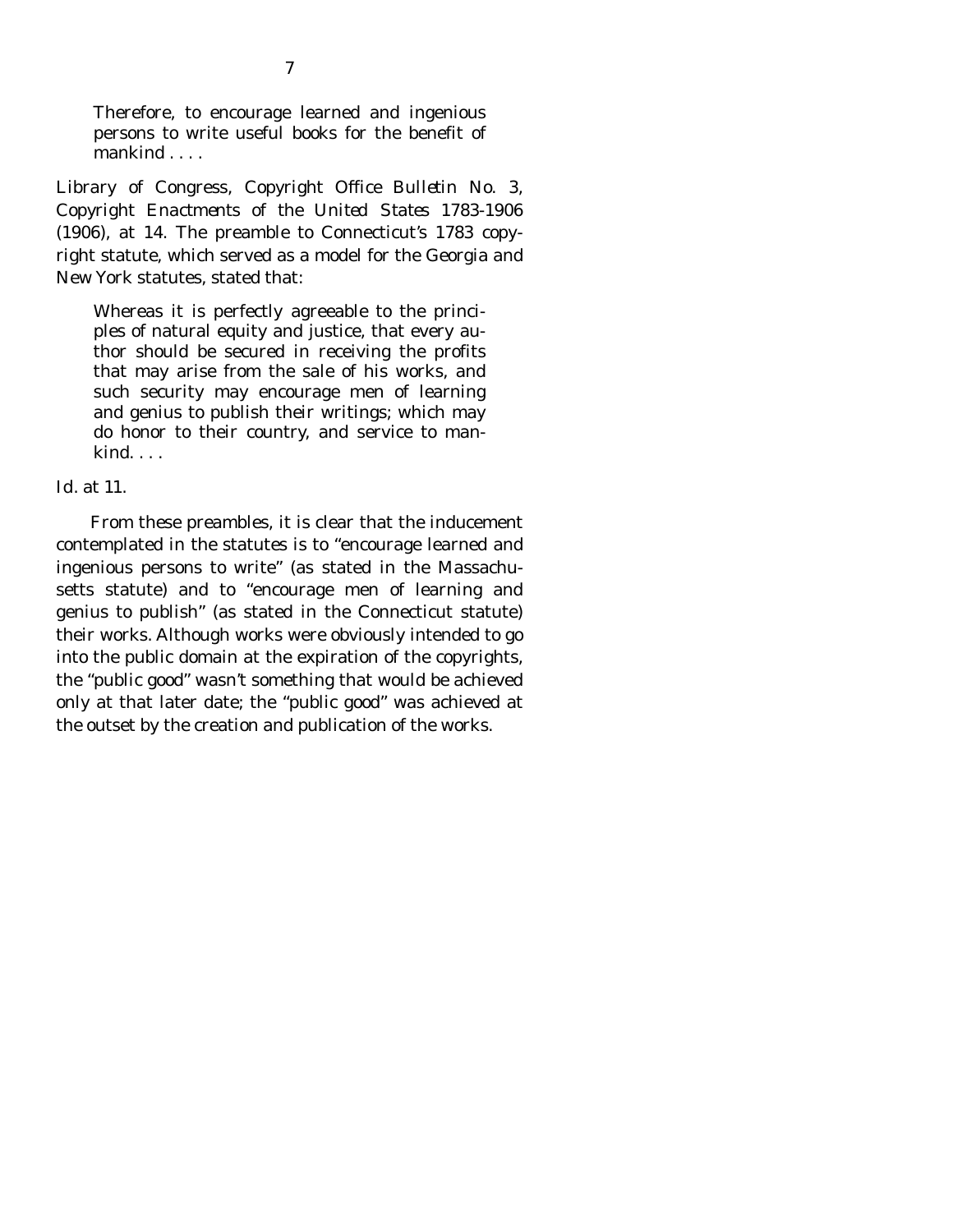> Therefore, to encourage learned and ingenious persons to write useful books for the benefit of mankind . . . .

*Library of Congress, Copyright Office Bulletin No. 3, Copyright Enactments of the United States 1783-1906* (1906), at 14. The preamble to Connecticut's 1783 copyright statute, which served as a model for the Georgia and New York statutes, stated that:

> Whereas it is perfectly agreeable to the principles of natural equity and justice, that every author should be secured in receiving the profits that may arise from the sale of his works, and such security may encourage men of learning and genius to publish their writings; which may do honor to their country, and service to mankind. . . .

*Id.* at 11.

From these preambles, it is clear that the inducement contemplated in the statutes is to "encourage learned and ingenious persons to write" (as stated in the Massachusetts statute) and to "encourage men of learning and genius to publish" (as stated in the Connecticut statute) their works. Although works were obviously intended to go into the public domain at the expiration of the copyrights, the "public good" wasn't something that would be achieved only at that later date; the "public good" was achieved at the outset by the creation and publication of the works.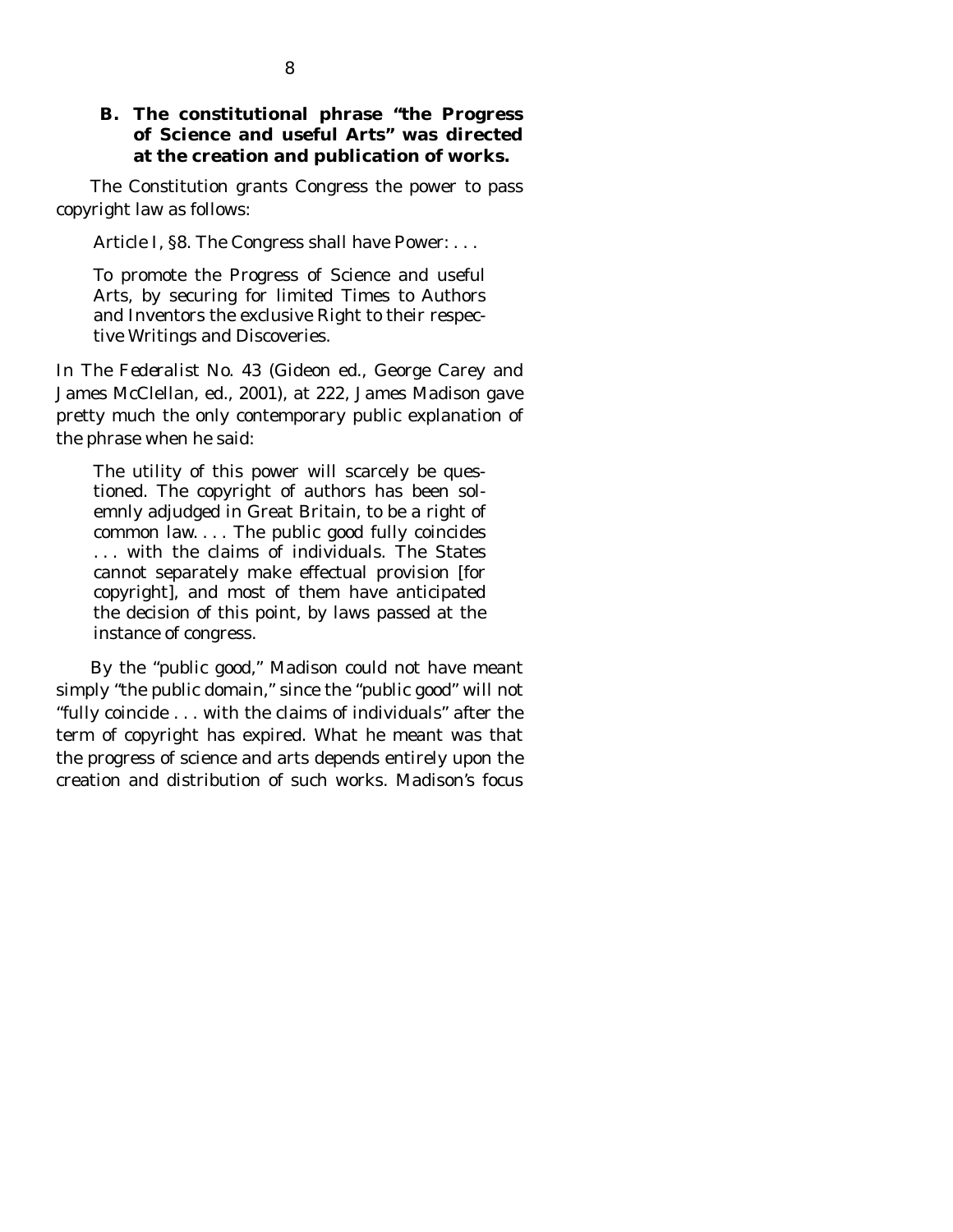### B. The constitutional phrase "the Progress of Science and useful Arts" was directed at the creation and publication of works.

The Constitution grants Congress the power to pass copyright law as follows:

> Article I, §8. The Congress shall have Power: . . .
>
> To promote the Progress of Science and useful Arts, by securing for limited Times to Authors and Inventors the exclusive Right to their respective Writings and Discoveries.

In *The Federalist* No. 43 (Gideon ed., George Carey and James McClellan, ed., 2001), at 222, James Madison gave pretty much the only contemporary public explanation of the phrase when he said:

> The utility of this power will scarcely be questioned. The copyright of authors has been solemnly adjudged in Great Britain, to be a right of common law. . . . The public good fully coincides . . . with the claims of individuals. The States cannot separately make effectual provision [for copyright], and most of them have anticipated the decision of this point, by laws passed at the instance of congress.

By the "public good," Madison could not have meant simply "the public domain," since the "public good" will not "fully coincide . . . with the claims of individuals" after the term of copyright has expired. What he meant was that the progress of science and arts depends entirely upon the creation and distribution of such works. Madison's focus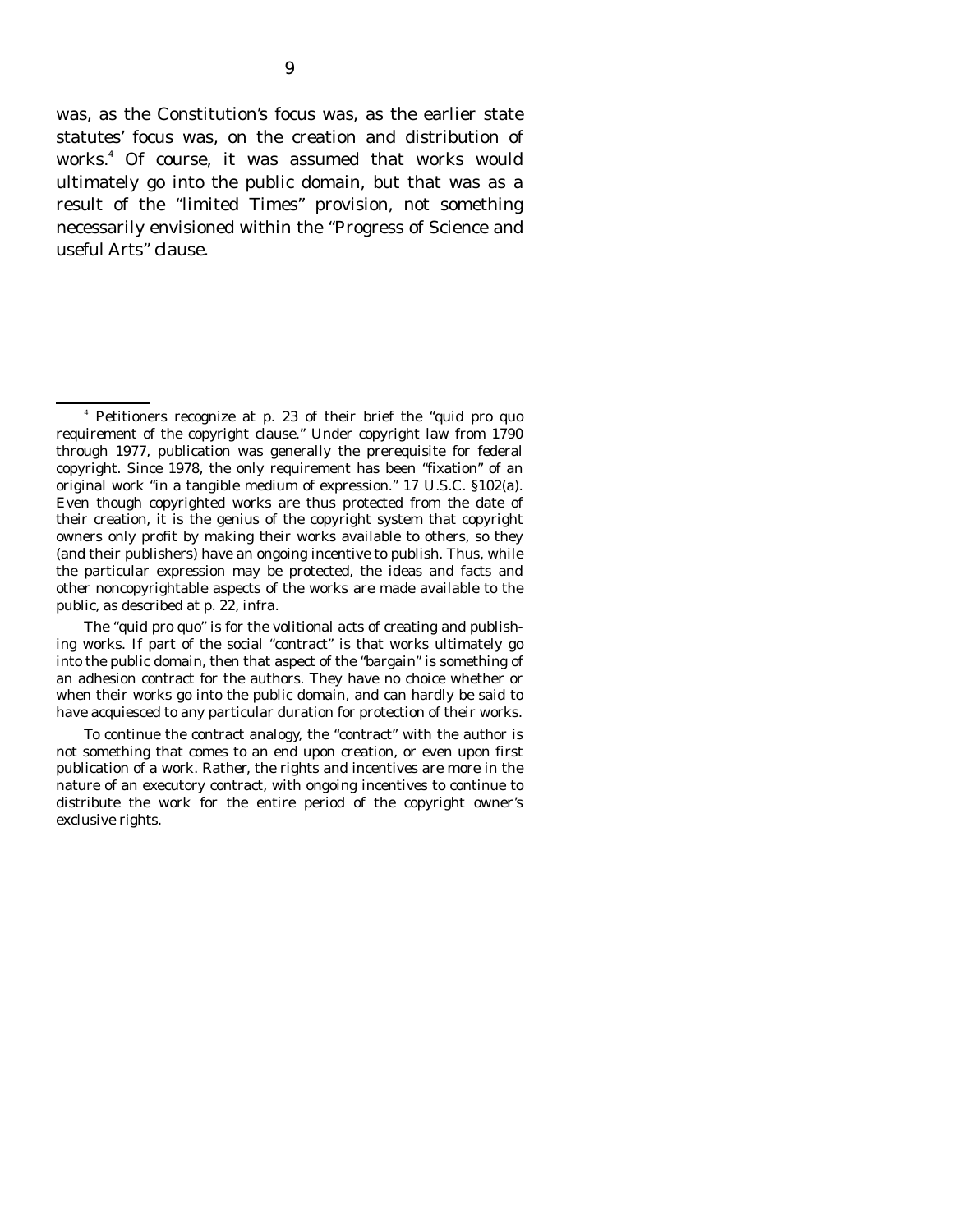was, as the Constitution's focus was, as the earlier state statutes' focus was, on the creation and distribution of works.[4] Of course, it was assumed that works would ultimately go into the public domain, but that was as a result of the "limited Times" provision, not something necessarily envisioned within the "Progress of Science and useful Arts" clause.

---

[4] Petitioners recognize at p. 23 of their brief the "quid pro quo requirement of the copyright clause." Under copyright law from 1790 through 1977, publication was generally the prerequisite for federal copyright. Since 1978, the only requirement has been "fixation" of an original work "in a tangible medium of expression." 17 U.S.C. §102(a). Even though copyrighted works are thus protected from the date of their creation, it is the genius of the copyright system that copyright owners only profit by making their works available to others, so they (and their publishers) have an ongoing incentive to publish. Thus, while the particular expression may be protected, the ideas and facts and other noncopyrightable aspects of the works are made available to the public, as described at p. 22, infra.

The "quid pro quo" is for the volitional acts of creating and publishing works. If part of the social "contract" is that works ultimately go into the public domain, then that aspect of the "bargain" is something of an adhesion contract for the authors. They have no choice whether or when their works go into the public domain, and can hardly be said to have acquiesced to any particular duration for protection of their works.

To continue the contract analogy, the "contract" with the author is not something that comes to an end upon creation, or even upon first publication of a work. Rather, the rights and incentives are more in the nature of an executory contract, with ongoing incentives to continue to distribute the work for the entire period of the copyright owner's exclusive rights.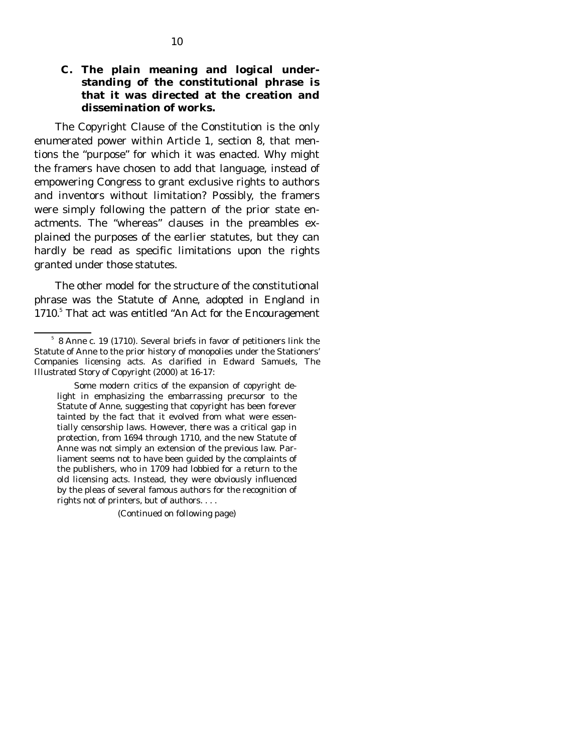### C. The plain meaning and logical understanding of the constitutional phrase is that it was directed at the creation and dissemination of works.

The Copyright Clause of the Constitution is the only enumerated power within Article 1, section 8, that mentions the "purpose" for which it was enacted. Why might the framers have chosen to add that language, instead of empowering Congress to grant exclusive rights to authors and inventors without limitation? Possibly, the framers were simply following the pattern of the prior state enactments. The "whereas" clauses in the preambles explained the purposes of the earlier statutes, but they can hardly be read as specific limitations upon the rights granted under those statutes.

The other model for the structure of the constitutional phrase was the Statute of Anne, adopted in England in 1710.[5] That act was entitled "An Act for the Encouragement

---

[5] 8 Anne c. 19 (1710). Several briefs in favor of petitioners link the Statute of Anne to the prior history of monopolies under the Stationers' Companies licensing acts. As clarified in Edward Samuels, The Illustrated Story of Copyright (2000) at 16-17:

> Some modern critics of the expansion of copyright delight in emphasizing the embarrassing precursor to the Statute of Anne, suggesting that copyright has been forever tainted by the fact that it evolved from what were essentially censorship laws. However, there was a critical gap in protection, from 1694 through 1710, and the new Statute of Anne was not simply an extension of the previous law. Parliament seems not to have been guided by the complaints of the publishers, who in 1709 had lobbied for a return to the old licensing acts. Instead, they were obviously influenced by the pleas of several famous authors for the recognition of rights not of printers, but of authors. . . .

(Continued on following page)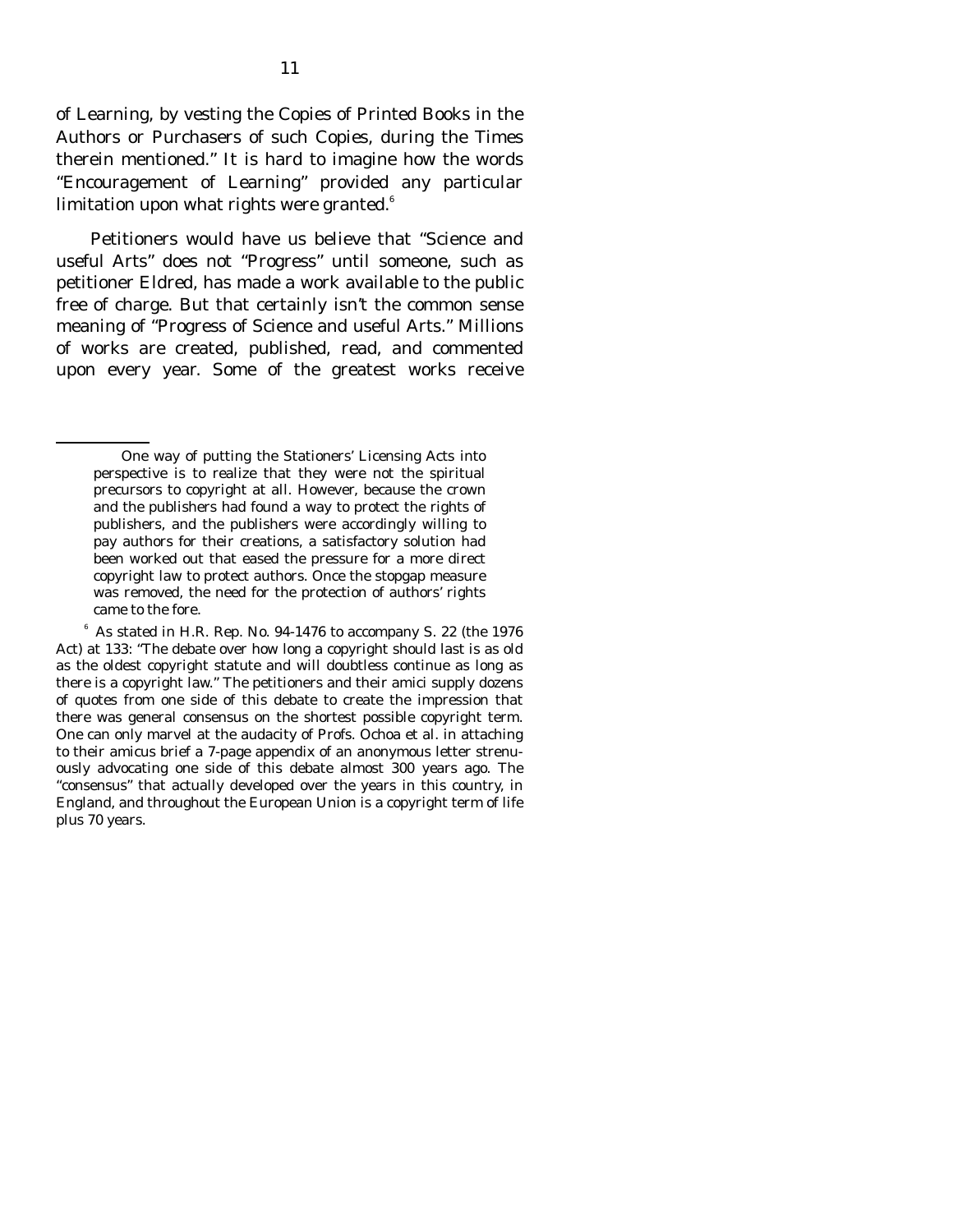of Learning, by vesting the Copies of Printed Books in the Authors or Purchasers of such Copies, during the Times therein mentioned." It is hard to imagine how the words "Encouragement of Learning" provided any particular limitation upon what rights were granted.[6]

Petitioners would have us believe that "Science and useful Arts" does not "Progress" until someone, such as petitioner Eldred, has made a work available to the public free of charge. But that certainly isn't the common sense meaning of "Progress of Science and useful Arts." Millions of works are created, published, read, and commented upon every year. Some of the greatest works receive

---

One way of putting the Stationers' Licensing Acts into perspective is to realize that they were not the spiritual precursors to copyright at all. However, because the crown and the publishers had found a way to protect the rights of publishers, and the publishers were accordingly willing to pay authors for their creations, a satisfactory solution had been worked out that eased the pressure for a more direct copyright law to protect authors. Once the stopgap measure was removed, the need for the protection of authors' rights came to the fore.

[6] As stated in H.R. Rep. No. 94-1476 to accompany S. 22 (the 1976 Act) at 133: "The debate over how long a copyright should last is as old as the oldest copyright statute and will doubtless continue as long as there is a copyright law." The petitioners and their amici supply dozens of quotes from one side of this debate to create the impression that there was general consensus on the shortest possible copyright term. One can only marvel at the audacity of Profs. Ochoa et al. in attaching to their amicus brief a 7-page appendix of an anonymous letter strenuously advocating one side of this debate almost 300 years ago. The "consensus" that actually developed over the years in this country, in England, and throughout the European Union is a copyright term of life plus 70 years.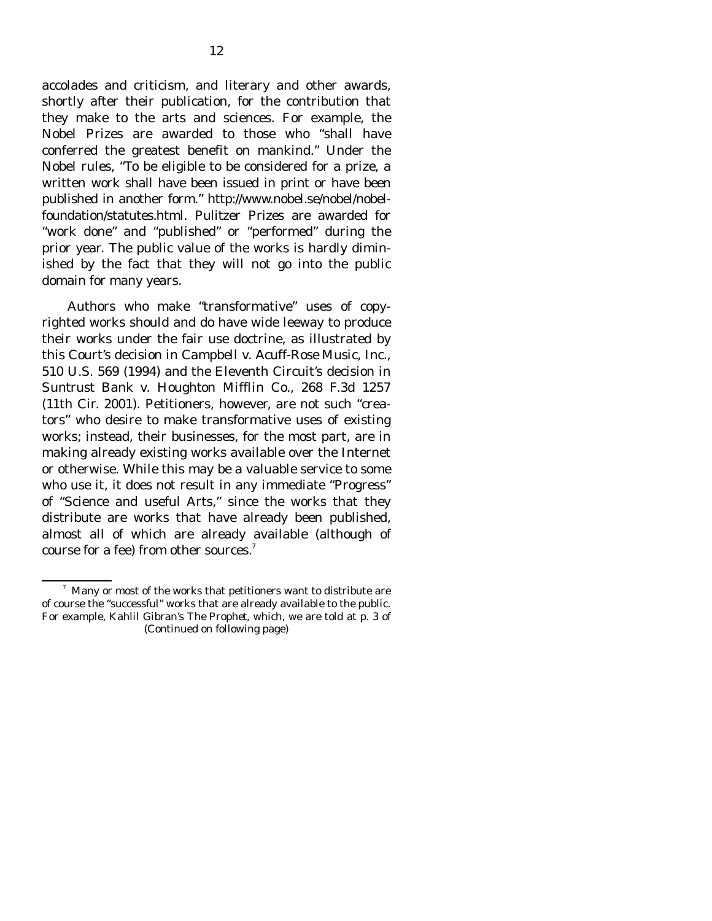accolades and criticism, and literary and other awards, shortly after their publication, for the contribution that they make to the arts and sciences. For example, the Nobel Prizes are awarded to those who "shall have conferred the greatest benefit on mankind." Under the Nobel rules, "To be eligible to be considered for a prize, a written work shall have been issued in print or have been published in another form." http://www.nobel.se/nobel/nobel-foundation/statutes.html. Pulitzer Prizes are awarded for "work done" and "published" or "performed" during the prior year. The public value of the works is hardly diminished by the fact that they will not go into the public domain for many years.

Authors who make "transformative" uses of copyrighted works should and do have wide leeway to produce their works under the fair use doctrine, as illustrated by this Court's decision in *Campbell v. Acuff-Rose Music, Inc.*, 510 U.S. 569 (1994) and the Eleventh Circuit's decision in *Suntrust Bank v. Houghton Mifflin Co.*, 268 F.3d 1257 (11th Cir. 2001). Petitioners, however, are not such "creators" who desire to make transformative uses of existing works; instead, their businesses, for the most part, are in making already existing works available over the Internet or otherwise. While this may be a valuable service to some who use it, it does not result in any immediate "Progress" of "Science and useful Arts," since the works that they distribute are works that have already been published, almost all of which are already available (although of course for a fee) from other sources.[7]

---

[7] Many or most of the works that petitioners want to distribute are of course the "successful" works that are already available to the public. For example, Kahlil Gibran's *The Prophet*, which, we are told at p. 3 of

(Continued on following page)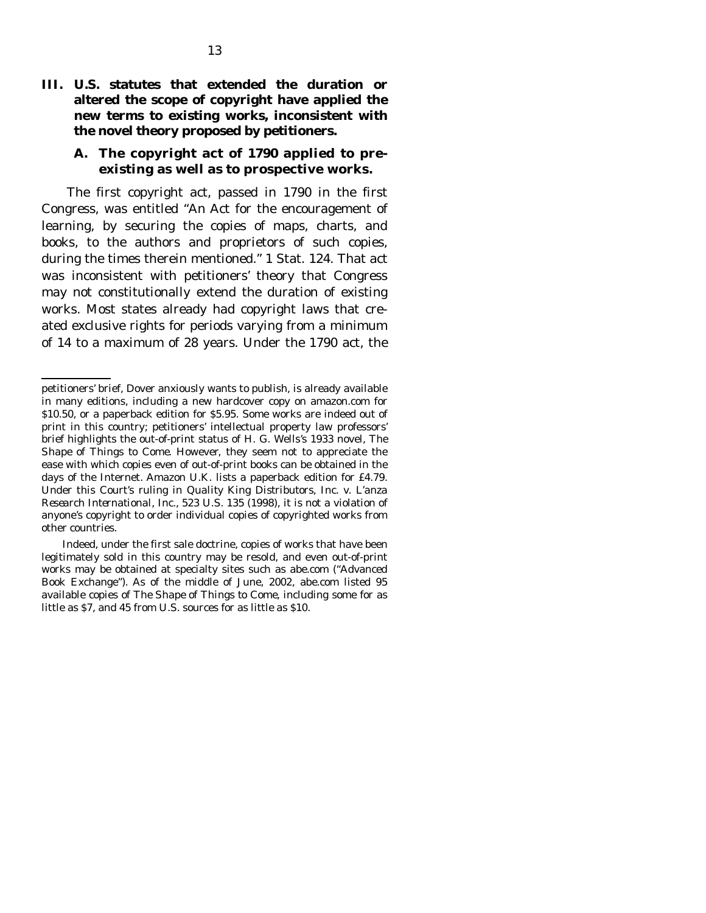### III. U.S. statutes that extended the duration or altered the scope of copyright have applied the new terms to existing works, inconsistent with the novel theory proposed by petitioners.

#### A. The copyright act of 1790 applied to pre-existing as well as to prospective works.

The first copyright act, passed in 1790 in the first Congress, was entitled "An Act for the encouragement of learning, by securing the copies of maps, charts, and books, to the authors and proprietors of such copies, during the times therein mentioned." 1 Stat. 124. That act was inconsistent with petitioners' theory that Congress may not constitutionally extend the duration of existing works. Most states already had copyright laws that created exclusive rights for periods varying from a minimum of 14 to a maximum of 28 years. Under the 1790 act, the

---

petitioners' brief, Dover anxiously wants to publish, is already available in many editions, including a new hardcover copy on amazon.com for $10.50, or a paperback edition for $5.95. Some works are indeed out of print in this country; petitioners' intellectual property law professors' brief highlights the out-of-print status of H. G. Wells's 1933 novel, *The Shape of Things to Come*. However, they seem not to appreciate the ease with which copies even of out-of-print books can be obtained in the days of the Internet. Amazon U.K. lists a paperback edition for £4.79. Under this Court's ruling in *Quality King Distributors, Inc. v. L'anza Research International, Inc.*, 523 U.S. 135 (1998), it is not a violation of anyone's copyright to order individual copies of copyrighted works from other countries.

Indeed, under the first sale doctrine, copies of works that have been legitimately sold in this country may be resold, and even out-of-print works may be obtained at specialty sites such as abe.com ("Advanced Book Exchange"). As of the middle of June, 2002, abe.com listed 95 available copies of *The Shape of Things to Come*, including some for as little as $7, and 45 from U.S. sources for as little as $10.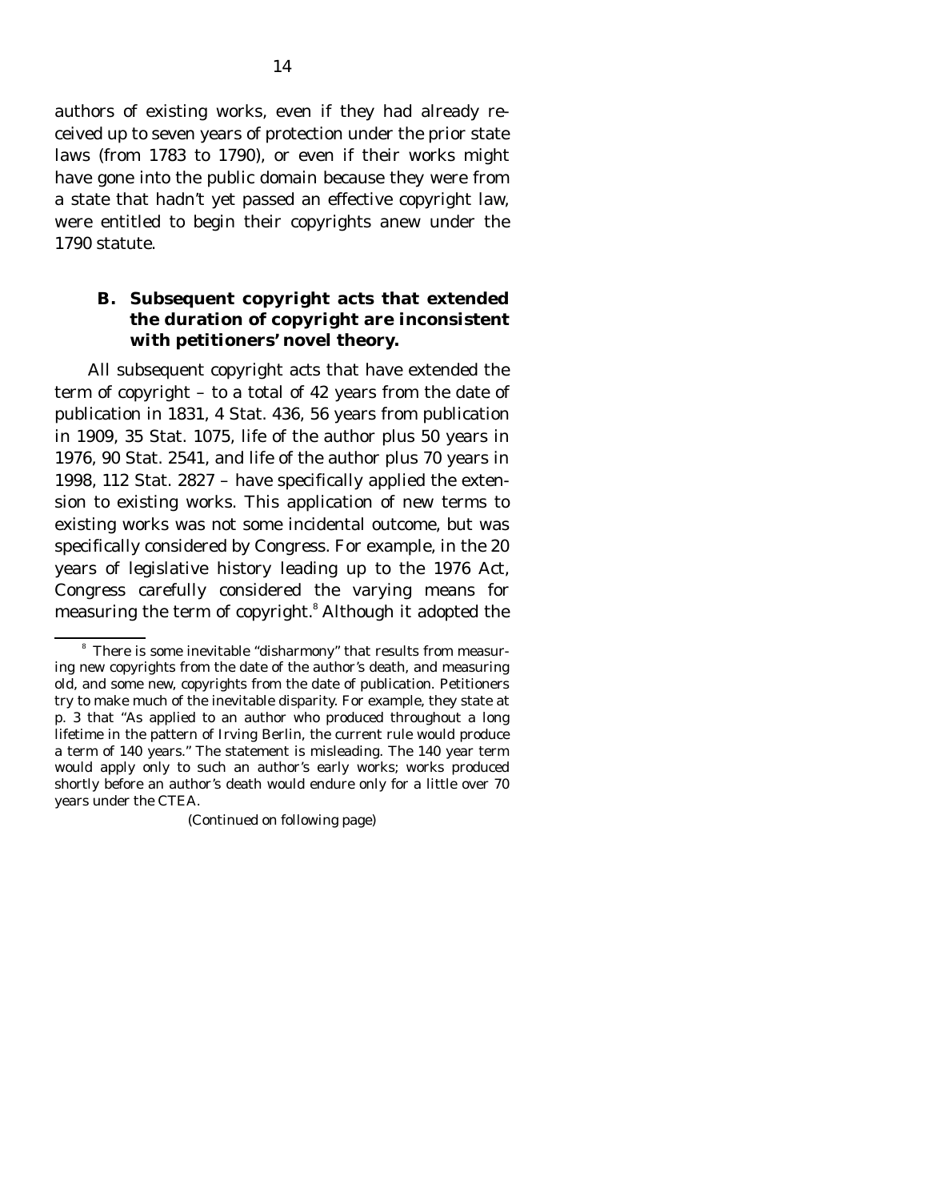authors of existing works, even if they had already received up to seven years of protection under the prior state laws (from 1783 to 1790), or even if their works might have gone into the public domain because they were from a state that hadn't yet passed an effective copyright law, were entitled to begin their copyrights anew under the 1790 statute.

### B. Subsequent copyright acts that extended the duration of copyright are inconsistent with petitioners' novel theory.

All subsequent copyright acts that have extended the term of copyright – to a total of 42 years from the date of publication in 1831, 4 Stat. 436, 56 years from publication in 1909, 35 Stat. 1075, life of the author plus 50 years in 1976, 90 Stat. 2541, and life of the author plus 70 years in 1998, 112 Stat. 2827 – have specifically applied the extension to existing works. This application of new terms to existing works was not some incidental outcome, but was specifically considered by Congress. For example, in the 20 years of legislative history leading up to the 1976 Act, Congress carefully considered the varying means for measuring the term of copyright.[8] Although it adopted the

---

[8] There is some inevitable "disharmony" that results from measuring new copyrights from the date of the author's death, and measuring old, and some new, copyrights from the date of publication. Petitioners try to make much of the inevitable disparity. For example, they state at p. 3 that "As applied to an author who produced throughout a long lifetime in the pattern of Irving Berlin, the current rule would produce a term of 140 years." The statement is misleading. The 140 year term would apply only to such an author's early works; works produced shortly before an author's death would endure only for a little over 70 years under the CTEA.

(Continued on following page)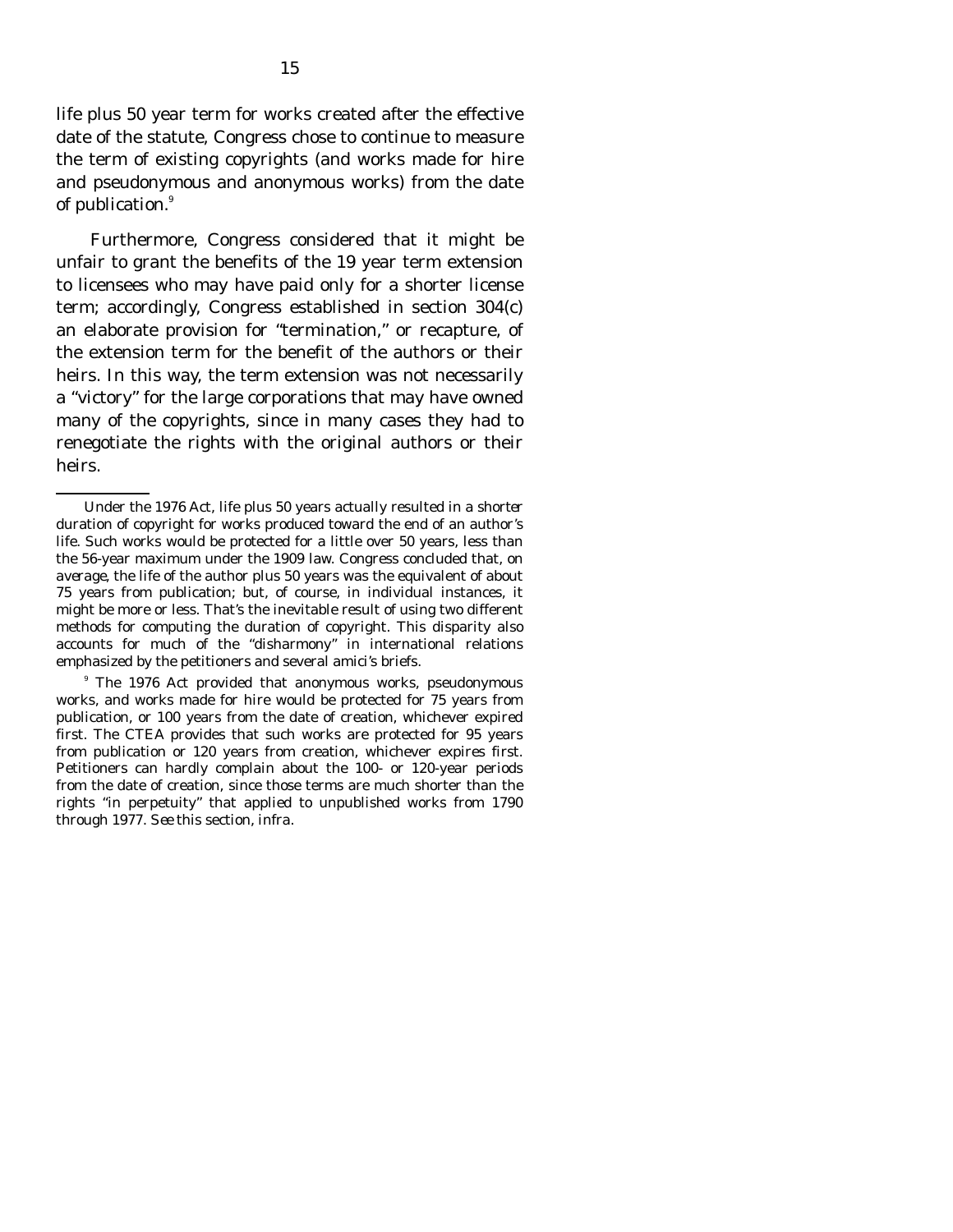life plus 50 year term for works created after the effective date of the statute, Congress chose to continue to measure the term of existing copyrights (and works made for hire and pseudonymous and anonymous works) from the date of publication.[9]

Furthermore, Congress considered that it might be unfair to grant the benefits of the 19 year term extension to licensees who may have paid only for a shorter license term; accordingly, Congress established in section 304(c) an elaborate provision for "termination," or recapture, of the extension term for the benefit of the authors or their heirs. In this way, the term extension was not necessarily a "victory" for the large corporations that may have owned many of the copyrights, since in many cases they had to renegotiate the rights with the original authors or their heirs.

---

Under the 1976 Act, life plus 50 years actually resulted in a *shorter* duration of copyright for works produced toward the end of an author's life. Such works would be protected for a little over 50 years, less than the 56-year maximum under the 1909 law. Congress concluded that, on average, the life of the author plus 50 years was the equivalent of about 75 years from publication; but, of course, in individual instances, it might be more or less. That's the inevitable result of using two different methods for computing the duration of copyright. This disparity also accounts for much of the "disharmony" in international relations emphasized by the petitioners and several amici's briefs.

[9] The 1976 Act provided that anonymous works, pseudonymous works, and works made for hire would be protected for 75 years from publication, or 100 years from the date of creation, whichever expired first. The CTEA provides that such works are protected for 95 years from publication or 120 years from creation, whichever expires first. Petitioners can hardly complain about the 100- or 120-year periods from the date of creation, since those terms are much shorter than the rights "in perpetuity" that applied to unpublished works from 1790 through 1977. *See* this section, *infra*.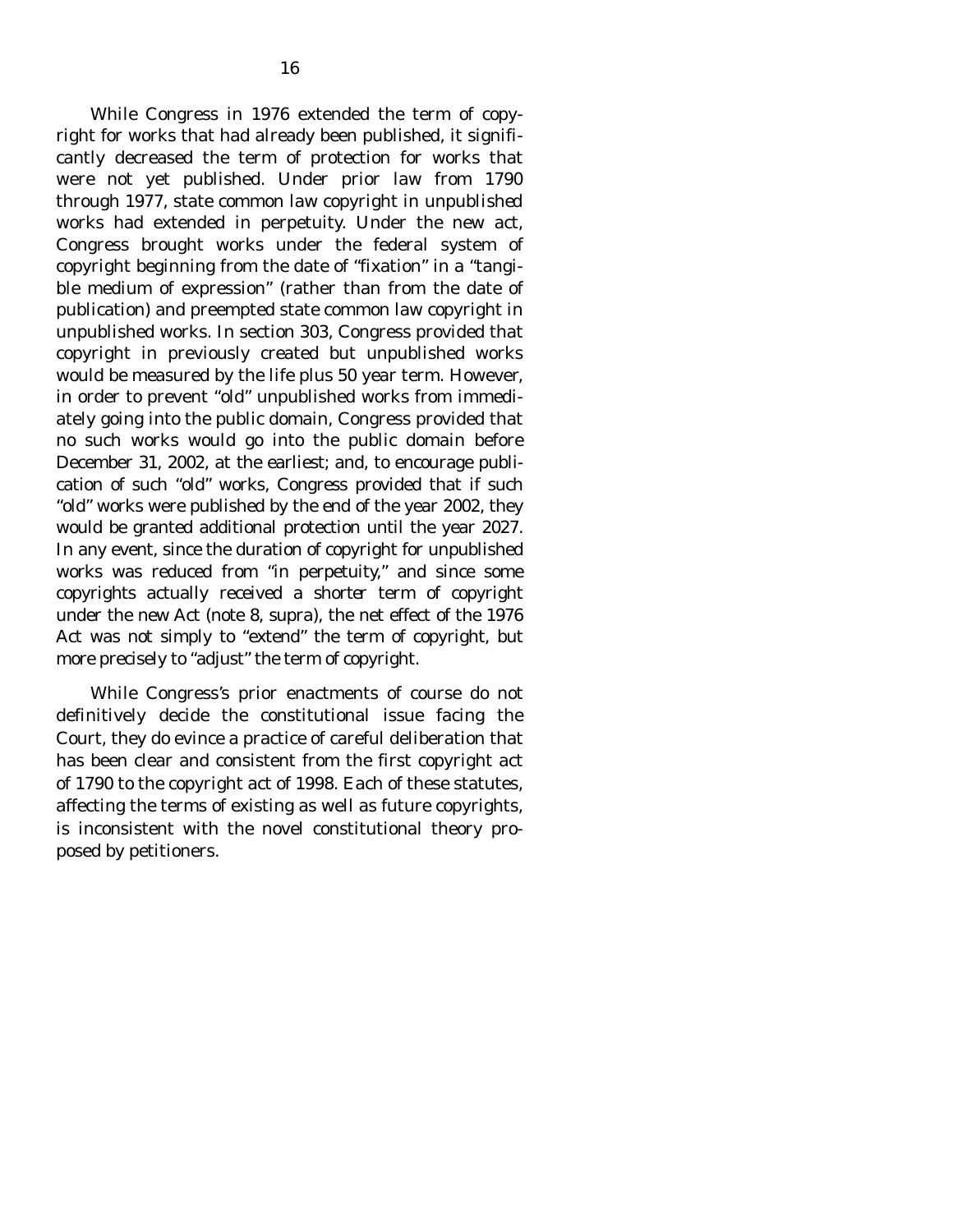While Congress in 1976 extended the term of copyright for works that had already been published, it significantly decreased the term of protection for works that were not yet published. Under prior law from 1790 through 1977, state common law copyright in unpublished works had extended in perpetuity. Under the new act, Congress brought works under the federal system of copyright beginning from the date of "fixation" in a "tangible medium of expression" (rather than from the date of publication) and preempted state common law copyright in unpublished works. In section 303, Congress provided that copyright in previously created but unpublished works would be measured by the life plus 50 year term. However, in order to prevent "old" unpublished works from immediately going into the public domain, Congress provided that no such works would go into the public domain before December 31, 2002, at the earliest; and, to encourage publication of such "old" works, Congress provided that if such "old" works were published by the end of the year 2002, they would be granted additional protection until the year 2027. In any event, since the duration of copyright for unpublished works was reduced from "in perpetuity," and since some copyrights actually received a *shorter* term of copyright under the new Act (note 8, *supra*), the net effect of the 1976 Act was not simply to "extend" the term of copyright, but more precisely to "adjust" the term of copyright.

While Congress's prior enactments of course do not definitively decide the constitutional issue facing the Court, they do evince a practice of careful deliberation that has been clear and consistent from the first copyright act of 1790 to the copyright act of 1998. Each of these statutes, affecting the terms of existing as well as future copyrights, is inconsistent with the novel constitutional theory proposed by petitioners.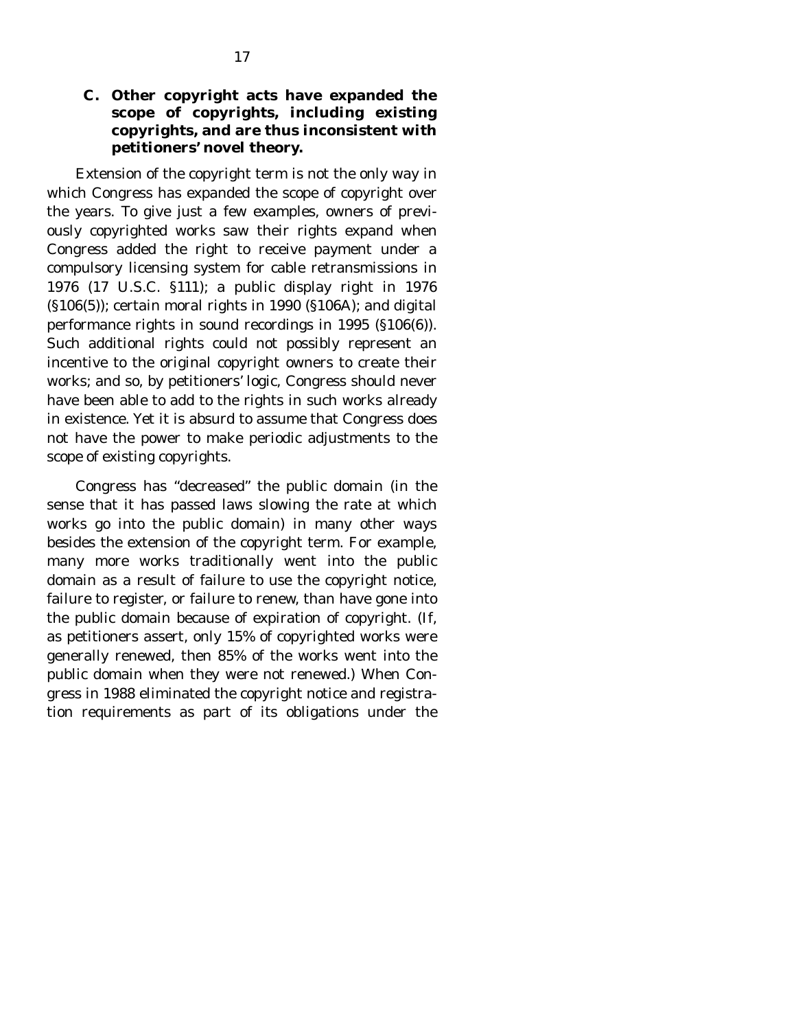### C. Other copyright acts have expanded the scope of copyrights, including existing copyrights, and are thus inconsistent with petitioners' novel theory.

Extension of the copyright term is not the only way in which Congress has expanded the scope of copyright over the years. To give just a few examples, owners of previously copyrighted works saw their rights expand when Congress added the right to receive payment under a compulsory licensing system for cable retransmissions in 1976 (17 U.S.C. §111); a public display right in 1976 (§106(5)); certain moral rights in 1990 (§106A); and digital performance rights in sound recordings in 1995 (§106(6)). Such additional rights could not possibly represent an incentive to the original copyright owners to create their works; and so, by petitioners' logic, Congress should never have been able to add to the rights in such works already in existence. Yet it is absurd to assume that Congress does not have the power to make periodic adjustments to the scope of existing copyrights.

Congress has "decreased" the public domain (in the sense that it has passed laws slowing the rate at which works go into the public domain) in many other ways besides the extension of the copyright term. For example, many more works traditionally went into the public domain as a result of failure to use the copyright notice, failure to register, or failure to renew, than have gone into the public domain because of expiration of copyright. (If, as petitioners assert, only 15% of copyrighted works were generally renewed, then 85% of the works went into the public domain when they were not renewed.) When Congress in 1988 eliminated the copyright notice and registration requirements as part of its obligations under the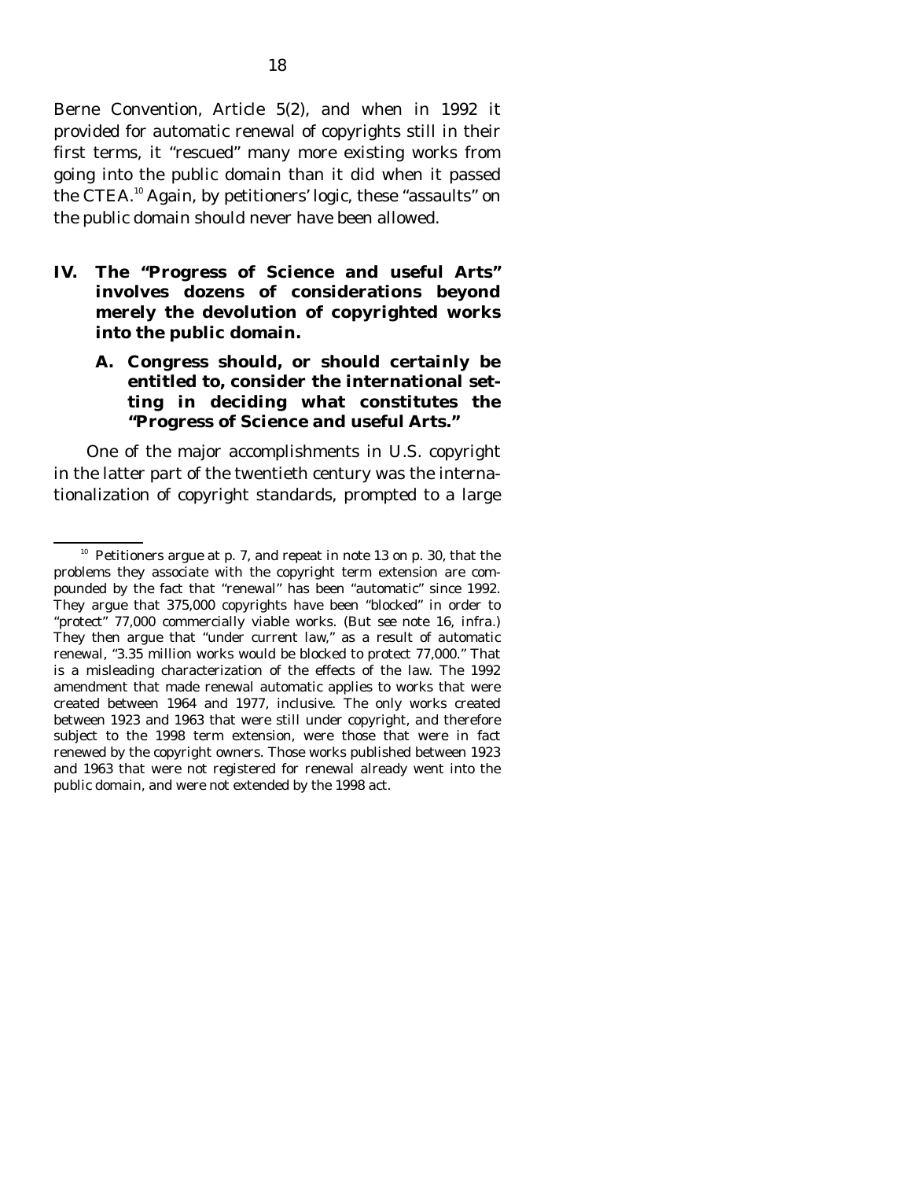Berne Convention, Article 5(2), and when in 1992 it provided for automatic renewal of copyrights still in their first terms, it "rescued" many more existing works from going into the public domain than it did when it passed the CTEA.[10] Again, by petitioners' logic, these "assaults" on the public domain should never have been allowed.

## IV. The "Progress of Science and useful Arts" involves dozens of considerations beyond merely the devolution of copyrighted works into the public domain.

### A. Congress should, or should certainly be entitled to, consider the international setting in deciding what constitutes the "Progress of Science and useful Arts."

One of the major accomplishments in U.S. copyright in the latter part of the twentieth century was the internationalization of copyright standards, prompted to a large

---

[10] Petitioners argue at p. 7, and repeat in note 13 on p. 30, that the problems they associate with the copyright term extension are compounded by the fact that "renewal" has been "automatic" since 1992. They argue that 375,000 copyrights have been "blocked" in order to "protect" 77,000 commercially viable works. (*But see* note 16, *infra*.) They then argue that "under current law," as a result of automatic renewal, "3.35 million works would be blocked to protect 77,000." That is a misleading characterization of the effects of the law. The 1992 amendment that made renewal automatic applies to works that were created between 1964 and 1977, inclusive. The only works created between 1923 and 1963 that were still under copyright, and therefore subject to the 1998 term extension, were those that were in fact renewed by the copyright owners. Those works published between 1923 and 1963 that were not registered for renewal already went into the public domain, and were not extended by the 1998 act.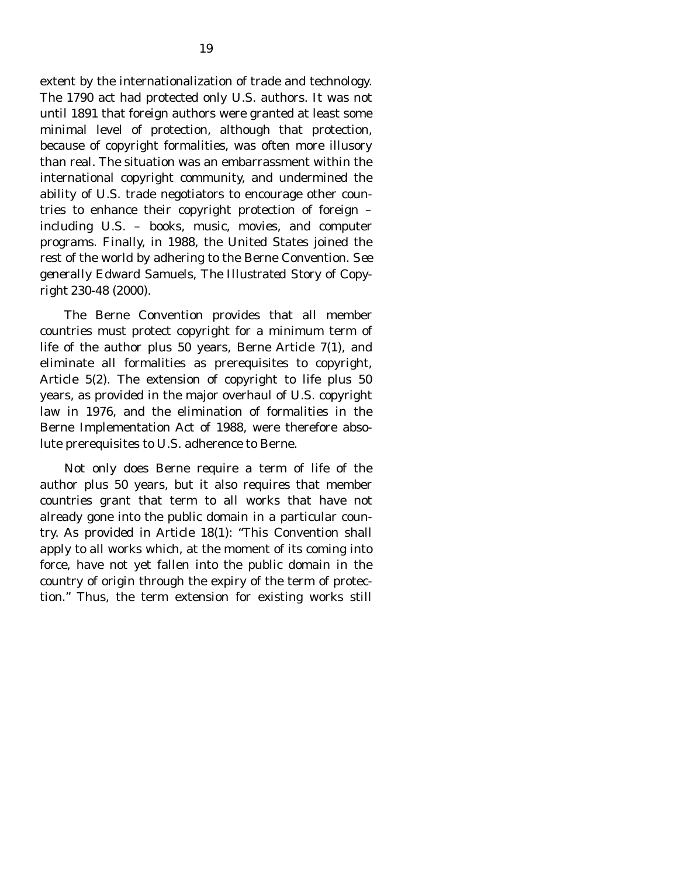extent by the internationalization of trade and technology. The 1790 act had protected only U.S. authors. It was not until 1891 that foreign authors were granted at least some minimal level of protection, although that protection, because of copyright formalities, was often more illusory than real. The situation was an embarrassment within the international copyright community, and undermined the ability of U.S. trade negotiators to encourage other countries to enhance their copyright protection of foreign – including U.S. – books, music, movies, and computer programs. Finally, in 1988, the United States joined the rest of the world by adhering to the Berne Convention. *See generally* Edward Samuels, *The Illustrated Story of Copyright* 230-48 (2000).

The Berne Convention provides that all member countries must protect copyright for a minimum term of life of the author plus 50 years, Berne Article 7(1), and eliminate all formalities as prerequisites to copyright, Article 5(2). The extension of copyright to life plus 50 years, as provided in the major overhaul of U.S. copyright law in 1976, and the elimination of formalities in the Berne Implementation Act of 1988, were therefore absolute prerequisites to U.S. adherence to Berne.

Not only does Berne require a term of life of the author plus 50 years, but it also requires that member countries grant that term to all works that have not already gone into the public domain in a particular country. As provided in Article 18(1): "This Convention shall apply to all works which, at the moment of its coming into force, have not yet fallen into the public domain in the country of origin through the expiry of the term of protection." Thus, the term extension for existing works still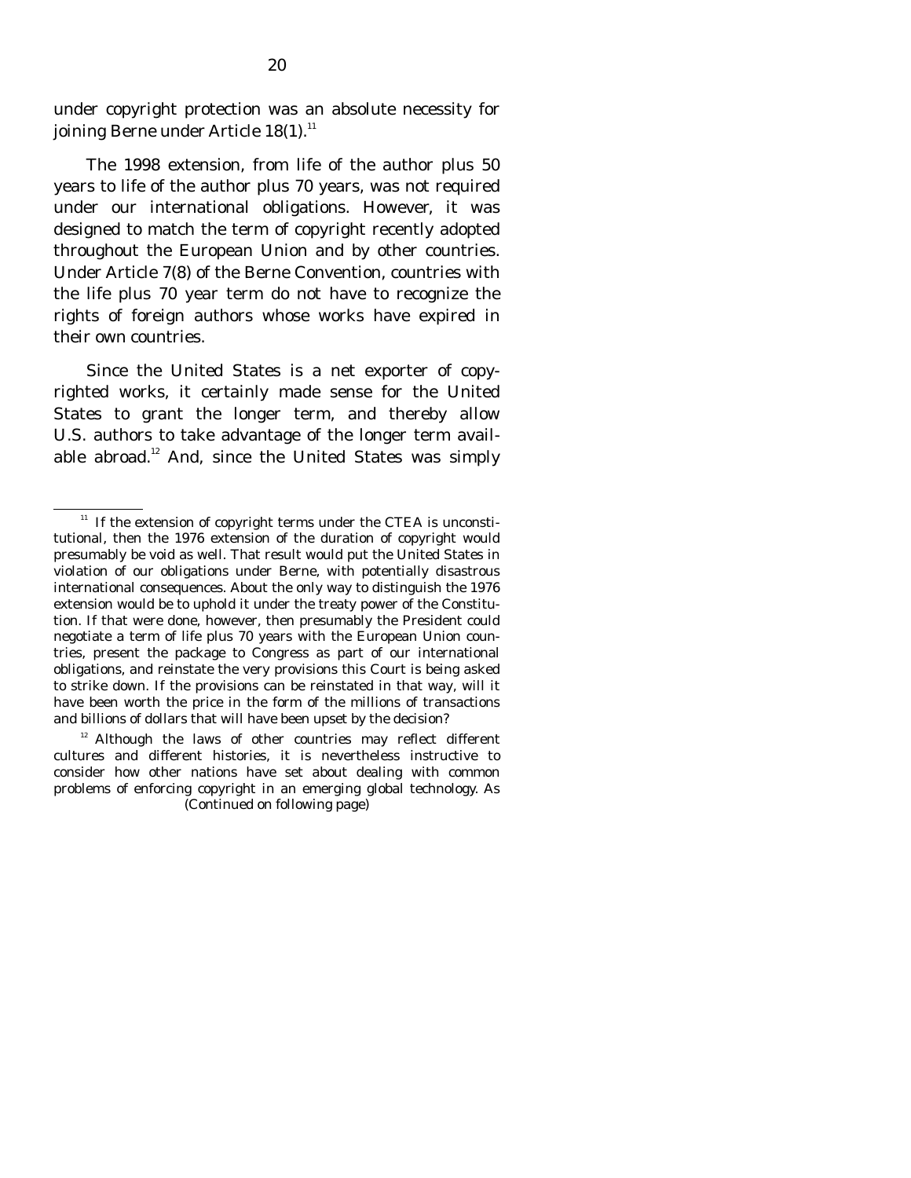under copyright protection was an absolute necessity for joining Berne under Article 18(1).[11]

The 1998 extension, from life of the author plus 50 years to life of the author plus 70 years, was not required under our international obligations. However, it was designed to match the term of copyright recently adopted throughout the European Union and by other countries. Under Article 7(8) of the Berne Convention, countries with the life plus 70 year term do not have to recognize the rights of foreign authors whose works have expired in their own countries.

Since the United States is a net exporter of copyrighted works, it certainly made sense for the United States to grant the longer term, and thereby allow U.S. authors to take advantage of the longer term available abroad.[12] And, since the United States was simply

---

[11] If the extension of copyright terms under the CTEA is unconstitutional, then the 1976 extension of the duration of copyright would presumably be void as well. That result would put the United States in violation of our obligations under Berne, with potentially disastrous international consequences. About the only way to distinguish the 1976 extension would be to uphold it under the treaty power of the Constitution. If that were done, however, then presumably the President could negotiate a term of life plus 70 years with the European Union countries, present the package to Congress as part of our international obligations, and reinstate the very provisions this Court is being asked to strike down. If the provisions can be reinstated in that way, will it have been worth the price in the form of the millions of transactions and billions of dollars that will have been upset by the decision?

[12] Although the laws of other countries may reflect different cultures and different histories, it is nevertheless instructive to consider how other nations have set about dealing with common problems of enforcing copyright in an emerging global technology. As

(Continued on following page)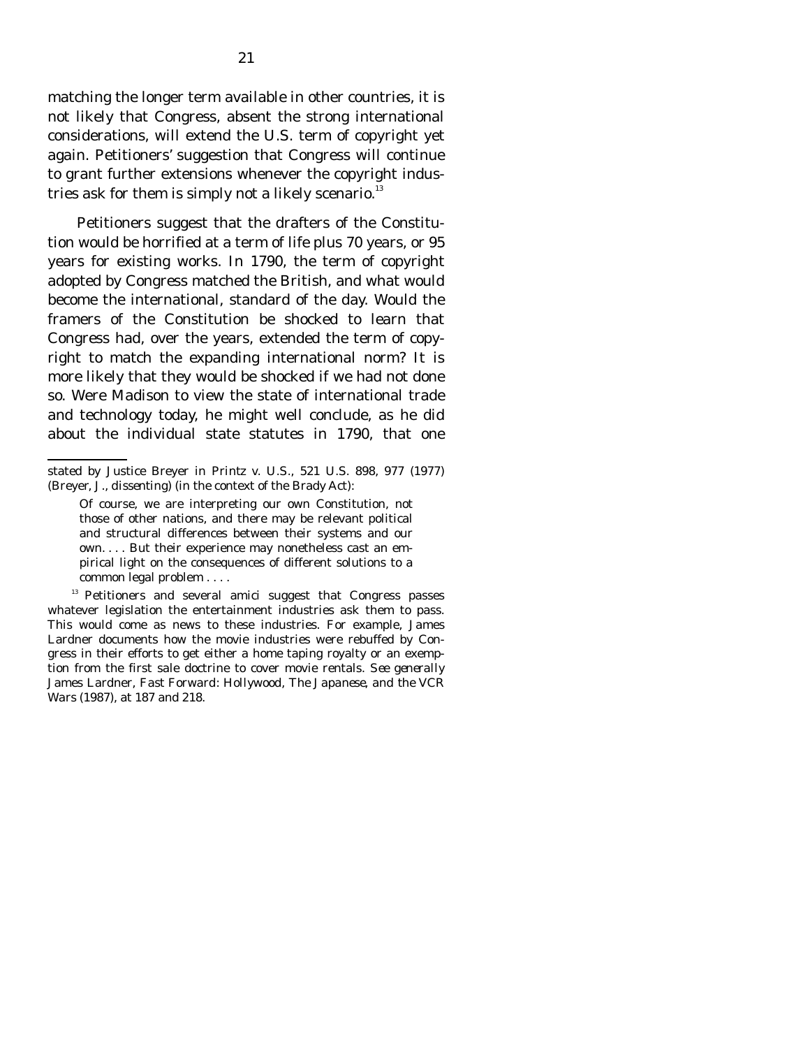matching the longer term available in other countries, it is not likely that Congress, absent the strong international considerations, will extend the U.S. term of copyright yet again. Petitioners' suggestion that Congress will continue to grant further extensions whenever the copyright industries ask for them is simply not a likely scenario.[13]

Petitioners suggest that the drafters of the Constitution would be horrified at a term of life plus 70 years, or 95 years for existing works. In 1790, the term of copyright adopted by Congress matched the British, and what would become the international, standard of the day. Would the framers of the Constitution be shocked to learn that Congress had, over the years, extended the term of copyright to match the expanding international norm? It is more likely that they would be shocked if we had not done so. Were Madison to view the state of international trade and technology today, he might well conclude, as he did about the individual state statutes in 1790, that one

---

stated by Justice Breyer in *Printz v. U.S.*, 521 U.S. 898, 977 (1977) (Breyer, J., dissenting) (in the context of the Brady Act):

> Of course, we are interpreting our own Constitution, not those of other nations, and there may be relevant political and structural differences between their systems and our own. . . . But their experience may nonetheless cast an empirical light on the consequences of different solutions to a common legal problem . . . .

[13] Petitioners and several amici suggest that Congress passes whatever legislation the entertainment industries ask them to pass. This would come as news to these industries. For example, James Lardner documents how the movie industries were rebuffed by Congress in their efforts to get either a home taping royalty or an exemption from the first sale doctrine to cover movie rentals. *See generally* James Lardner, *Fast Forward: Hollywood, The Japanese, and the VCR Wars* (1987), at 187 and 218.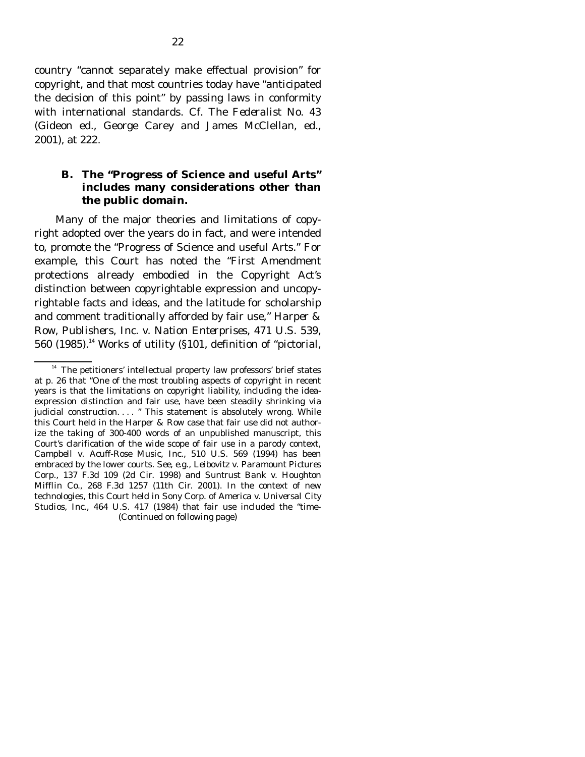country "cannot separately make effectual provision" for copyright, and that most countries today have "anticipated the decision of this point" by passing laws in conformity with international standards. Cf. *The Federalist No. 43* (Gideon ed., George Carey and James McClellan, ed., 2001), at 222.

### B. The "Progress of Science and useful Arts" includes many considerations other than the public domain.

Many of the major theories and limitations of copyright adopted over the years do in fact, and were intended to, promote the "Progress of Science and useful Arts." For example, this Court has noted the "First Amendment protections already embodied in the Copyright Act's distinction between copyrightable expression and uncopyrightable facts and ideas, and the latitude for scholarship and comment traditionally afforded by fair use," *Harper & Row, Publishers, Inc. v. Nation Enterprises*, 471 U.S. 539, 560 (1985).[14] Works of utility (§101, definition of "pictorial,

---

[14] The petitioners' intellectual property law professors' brief states at p. 26 that "One of the most troubling aspects of copyright in recent years is that the limitations on copyright liability, including the idea-expression distinction and fair use, have been steadily shrinking via judicial construction. . . . " This statement is absolutely wrong. While this Court held in the *Harper & Row* case that fair use did not authorize the taking of 300-400 words of an unpublished manuscript, this Court's clarification of the wide scope of fair use in a parody context, *Campbell v. Acuff-Rose Music, Inc.*, 510 U.S. 569 (1994) has been embraced by the lower courts. *See, e.g.*, *Leibovitz v. Paramount Pictures Corp.*, 137 F.3d 109 (2d Cir. 1998) and *Suntrust Bank v. Houghton Mifflin Co.*, 268 F.3d 1257 (11th Cir. 2001). In the context of new technologies, this Court held in *Sony Corp. of America v. Universal City Studios, Inc.*, 464 U.S. 417 (1984) that fair use included the "time-

(Continued on following page)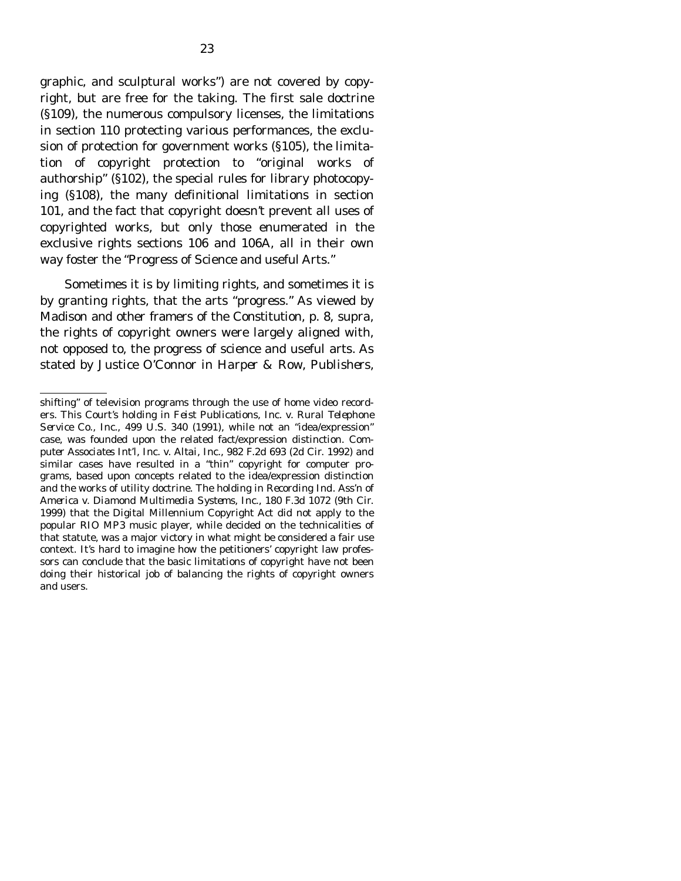graphic, and sculptural works") are not covered by copyright, but are free for the taking. The first sale doctrine (§109), the numerous compulsory licenses, the limitations in section 110 protecting various performances, the exclusion of protection for government works (§105), the limitation of copyright protection to "original works of authorship" (§102), the special rules for library photocopying (§108), the many definitional limitations in section 101, and the fact that copyright doesn't prevent all uses of copyrighted works, but only those enumerated in the exclusive rights sections 106 and 106A, all in their own way foster the "Progress of Science and useful Arts."

Sometimes it is by limiting rights, and sometimes it is by granting rights, that the arts "progress." As viewed by Madison and other framers of the Constitution, p. 8, supra, the rights of copyright owners were largely aligned with, not opposed to, the progress of science and useful arts. As stated by Justice O'Connor in *Harper & Row, Publishers,*

---

shifting" of television programs through the use of home video recorders. This Court's holding in *Feist Publications, Inc. v. Rural Telephone Service Co., Inc.*, 499 U.S. 340 (1991), while not an "idea/expression" case, was founded upon the related fact/expression distinction. *Computer Associates Int'l, Inc. v. Altai, Inc.*, 982 F.2d 693 (2d Cir. 1992) and similar cases have resulted in a "thin" copyright for computer programs, based upon concepts related to the idea/expression distinction and the works of utility doctrine. The holding in *Recording Ind. Ass'n of America v. Diamond Multimedia Systems, Inc.*, 180 F.3d 1072 (9th Cir. 1999) that the Digital Millennium Copyright Act did not apply to the popular RIO MP3 music player, while decided on the technicalities of that statute, was a major victory in what might be considered a fair use context. It's hard to imagine how the petitioners' copyright law professors can conclude that the basic limitations of copyright have not been doing their historical job of balancing the rights of copyright owners and users.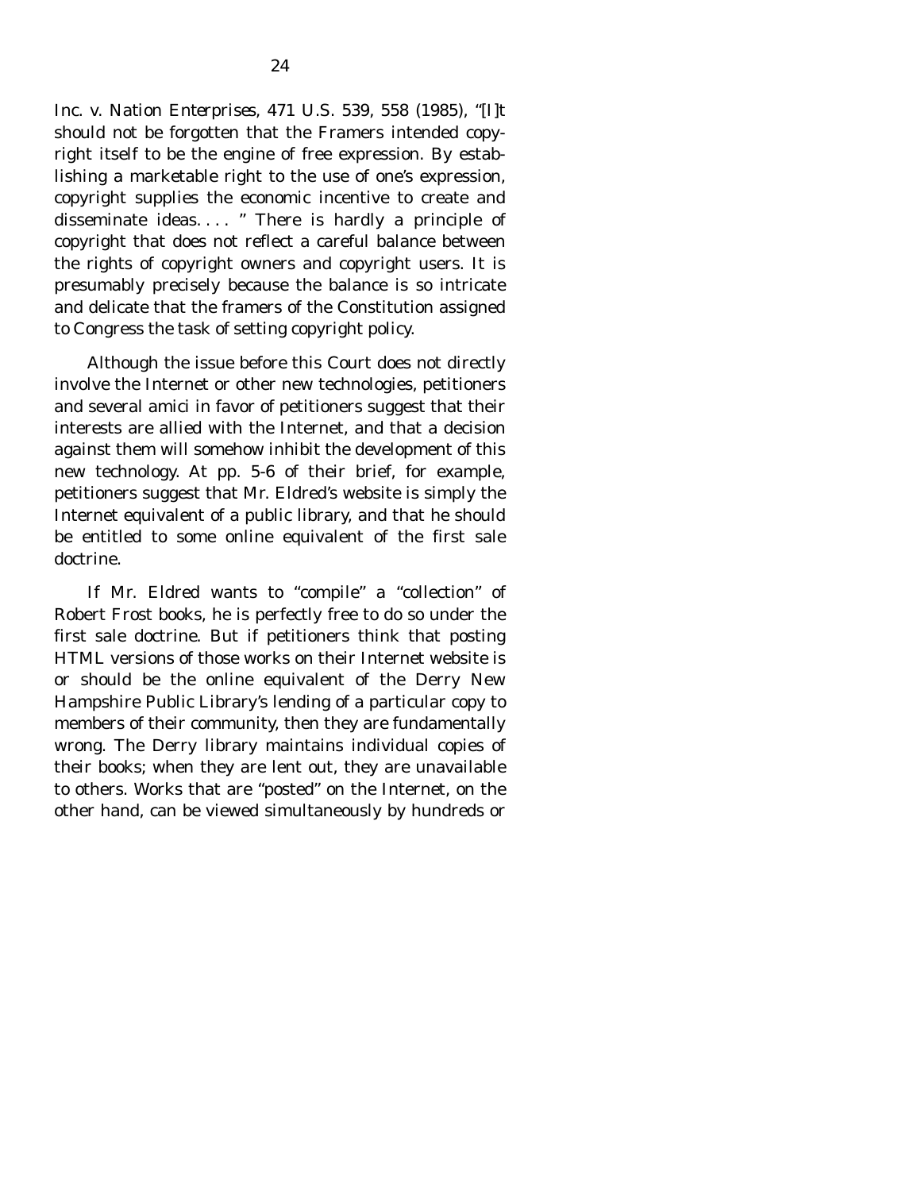*Inc. v. Nation Enterprises*, 471 U.S. 539, 558 (1985), "[I]t should not be forgotten that the Framers intended copyright itself to be the engine of free expression. By establishing a marketable right to the use of one's expression, copyright supplies the economic incentive to create and disseminate ideas. . . . " There is hardly a principle of copyright that does not reflect a careful balance between the rights of copyright owners and copyright users. It is presumably precisely because the balance is so intricate and delicate that the framers of the Constitution assigned to Congress the task of setting copyright policy.

Although the issue before this Court does not directly involve the Internet or other new technologies, petitioners and several amici in favor of petitioners suggest that their interests are allied with the Internet, and that a decision against them will somehow inhibit the development of this new technology. At pp. 5-6 of their brief, for example, petitioners suggest that Mr. Eldred's website is simply the Internet equivalent of a public library, and that he should be entitled to some online equivalent of the first sale doctrine.

If Mr. Eldred wants to "compile" a "collection" of Robert Frost books, he is perfectly free to do so under the first sale doctrine. But if petitioners think that posting HTML versions of those works on their Internet website is or should be the online equivalent of the Derry New Hampshire Public Library's lending of a particular copy to members of their community, then they are fundamentally wrong. The Derry library maintains individual copies of their books; when they are lent out, they are unavailable to others. Works that are "posted" on the Internet, on the other hand, can be viewed simultaneously by hundreds or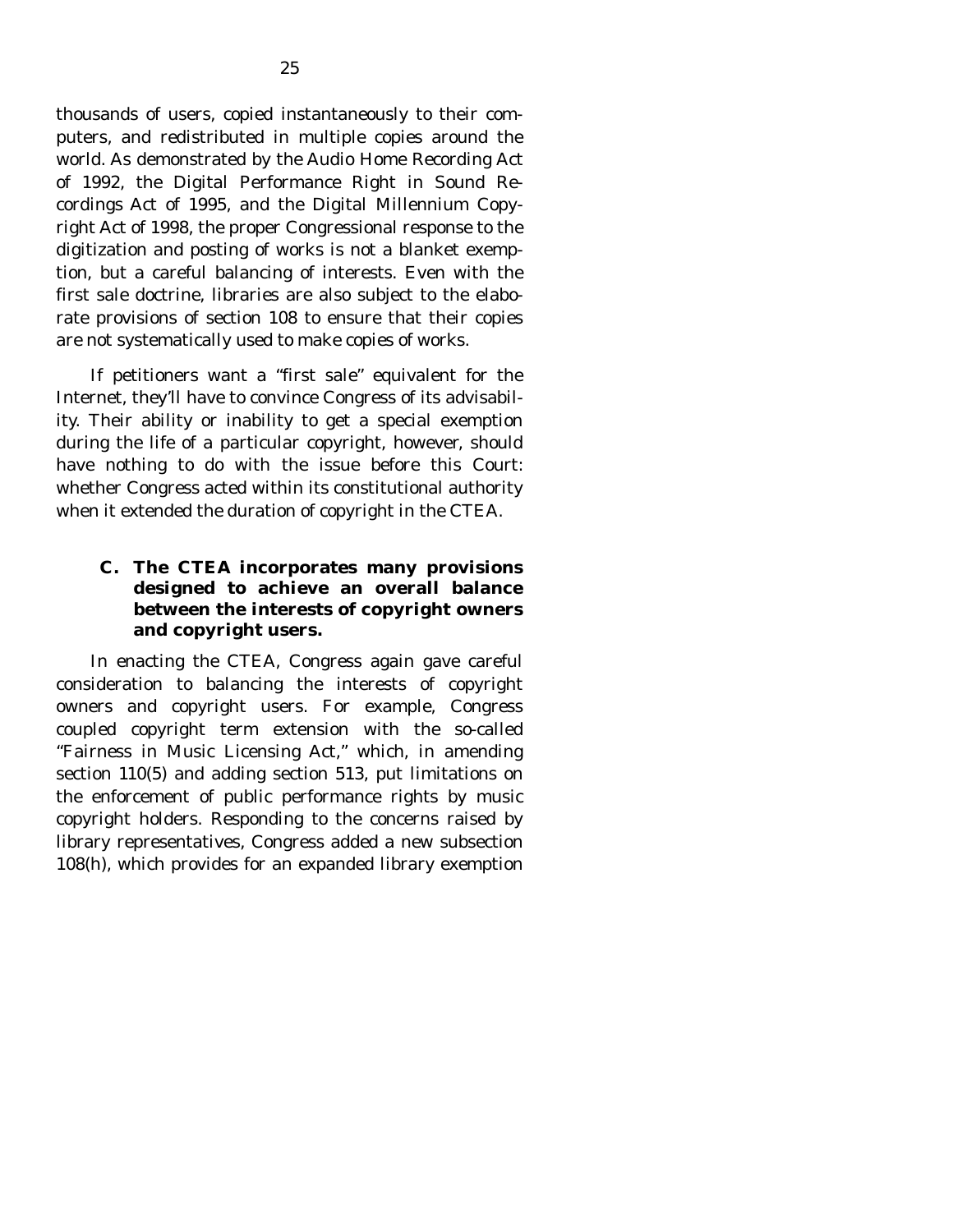thousands of users, copied instantaneously to their computers, and redistributed in multiple copies around the world. As demonstrated by the Audio Home Recording Act of 1992, the Digital Performance Right in Sound Recordings Act of 1995, and the Digital Millennium Copyright Act of 1998, the proper Congressional response to the digitization and posting of works is not a blanket exemption, but a careful balancing of interests. Even with the first sale doctrine, libraries are also subject to the elaborate provisions of section 108 to ensure that their copies are not systematically used to make copies of works.

If petitioners want a "first sale" equivalent for the Internet, they'll have to convince Congress of its advisability. Their ability or inability to get a special exemption during the life of a particular copyright, however, should have nothing to do with the issue before this Court: whether Congress acted within its constitutional authority when it extended the duration of copyright in the CTEA.

### C. The CTEA incorporates many provisions designed to achieve an overall balance between the interests of copyright owners and copyright users.

In enacting the CTEA, Congress again gave careful consideration to balancing the interests of copyright owners and copyright users. For example, Congress coupled copyright term extension with the so-called "Fairness in Music Licensing Act," which, in amending section 110(5) and adding section 513, put limitations on the enforcement of public performance rights by music copyright holders. Responding to the concerns raised by library representatives, Congress added a new subsection 108(h), which provides for an expanded library exemption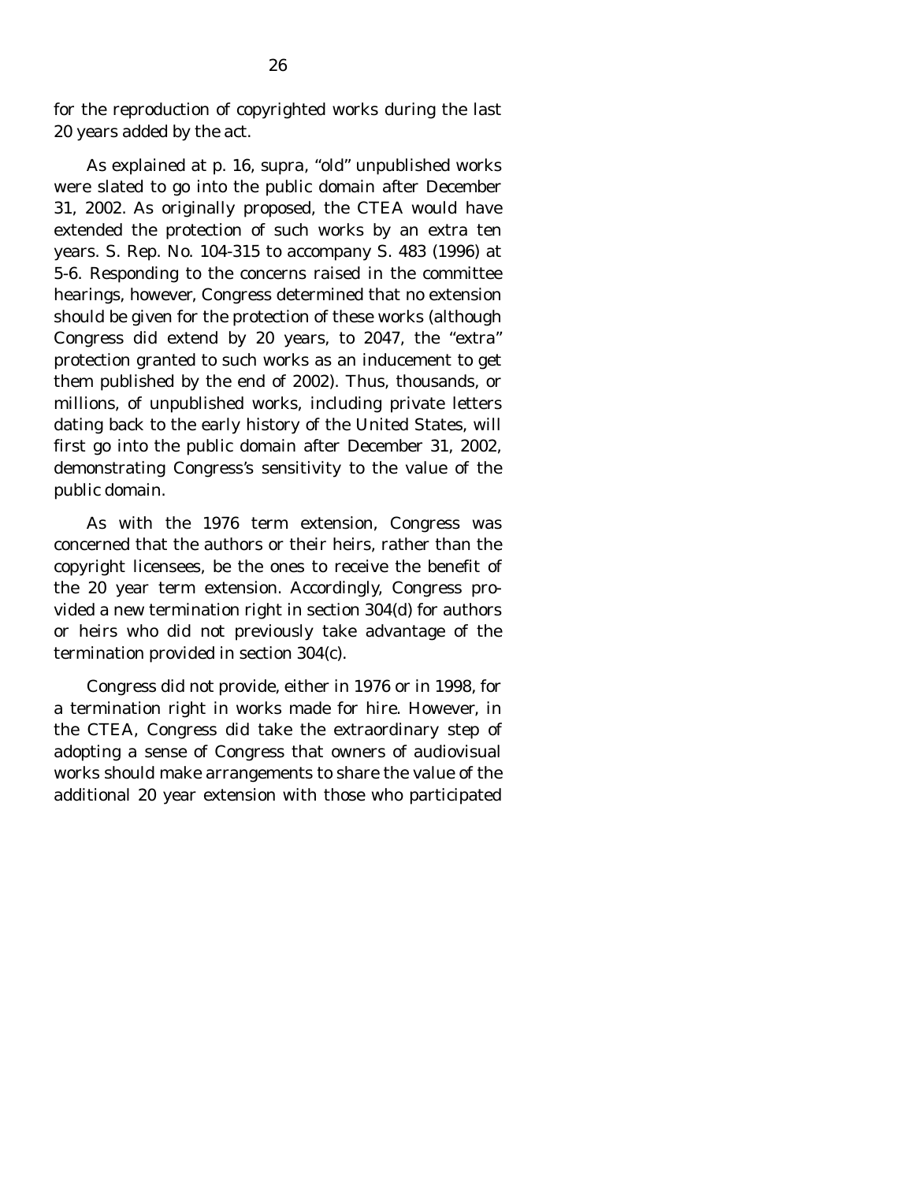for the reproduction of copyrighted works during the last 20 years added by the act.

As explained at p. 16, supra, "old" unpublished works were slated to go into the public domain after December 31, 2002. As originally proposed, the CTEA would have extended the protection of such works by an extra ten years. S. Rep. No. 104-315 to accompany S. 483 (1996) at 5-6. Responding to the concerns raised in the committee hearings, however, Congress determined that no extension should be given for the protection of these works (although Congress did extend by 20 years, to 2047, the "extra" protection granted to such works as an inducement to get them published by the end of 2002). Thus, thousands, or millions, of unpublished works, including private letters dating back to the early history of the United States, will first go into the public domain after December 31, 2002, demonstrating Congress's sensitivity to the value of the public domain.

As with the 1976 term extension, Congress was concerned that the authors or their heirs, rather than the copyright licensees, be the ones to receive the benefit of the 20 year term extension. Accordingly, Congress provided a new termination right in section 304(d) for authors or heirs who did not previously take advantage of the termination provided in section 304(c).

Congress did not provide, either in 1976 or in 1998, for a termination right in works made for hire. However, in the CTEA, Congress did take the extraordinary step of adopting a sense of Congress that owners of audiovisual works should make arrangements to share the value of the additional 20 year extension with those who participated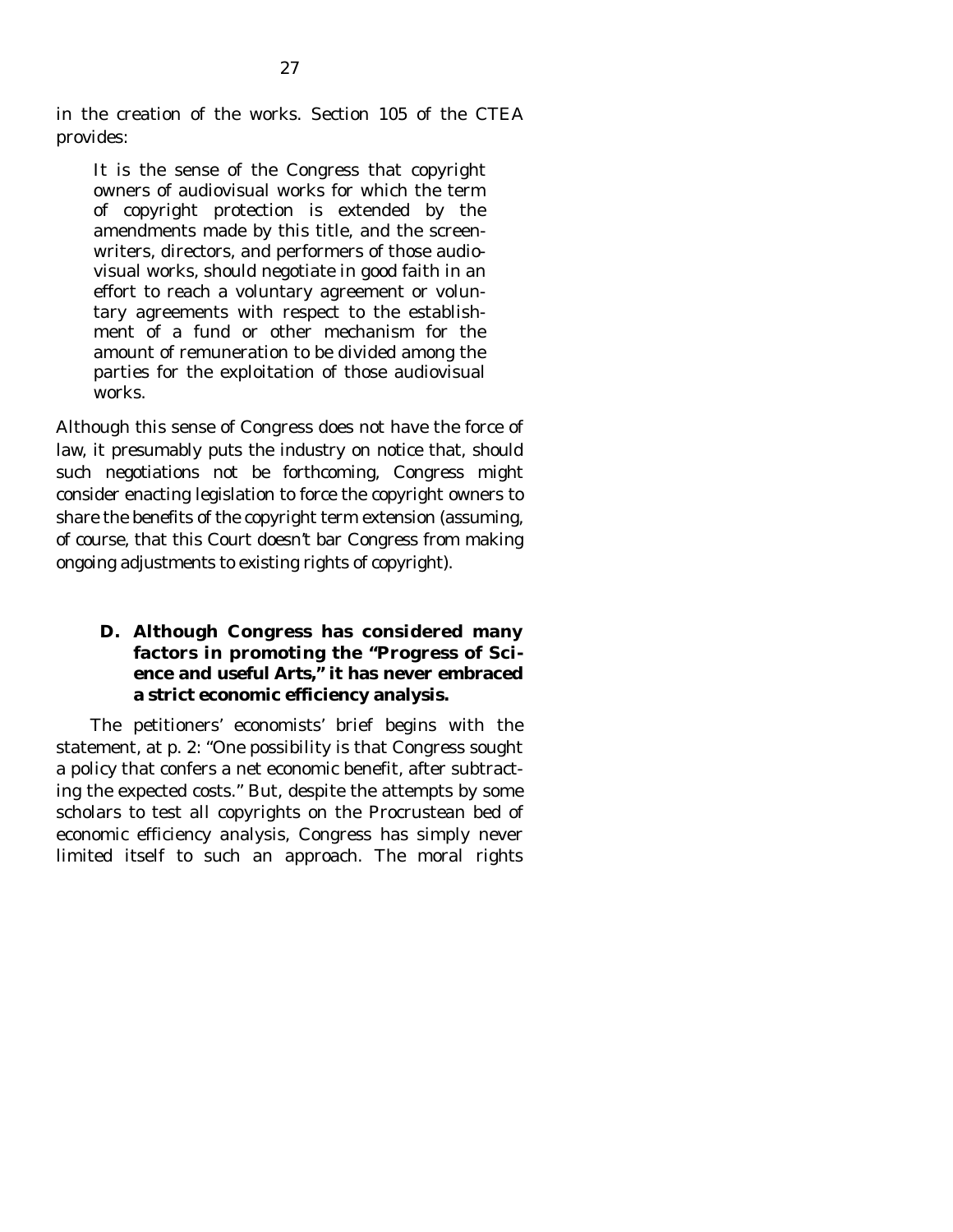in the creation of the works. Section 105 of the CTEA provides:

> It is the sense of the Congress that copyright owners of audiovisual works for which the term of copyright protection is extended by the amendments made by this title, and the screenwriters, directors, and performers of those audiovisual works, should negotiate in good faith in an effort to reach a voluntary agreement or voluntary agreements with respect to the establishment of a fund or other mechanism for the amount of remuneration to be divided among the parties for the exploitation of those audiovisual works.

Although this sense of Congress does not have the force of law, it presumably puts the industry on notice that, should such negotiations not be forthcoming, Congress might consider enacting legislation to force the copyright owners to share the benefits of the copyright term extension (assuming, of course, that this Court doesn't bar Congress from making ongoing adjustments to existing rights of copyright).

### D. Although Congress has considered many factors in promoting the "Progress of Science and useful Arts," it has never embraced a strict economic efficiency analysis.

The petitioners' economists' brief begins with the statement, at p. 2: "One possibility is that Congress sought a policy that confers a net economic benefit, after subtracting the expected costs." But, despite the attempts by some scholars to test all copyrights on the Procrustean bed of economic efficiency analysis, Congress has simply never limited itself to such an approach. The moral rights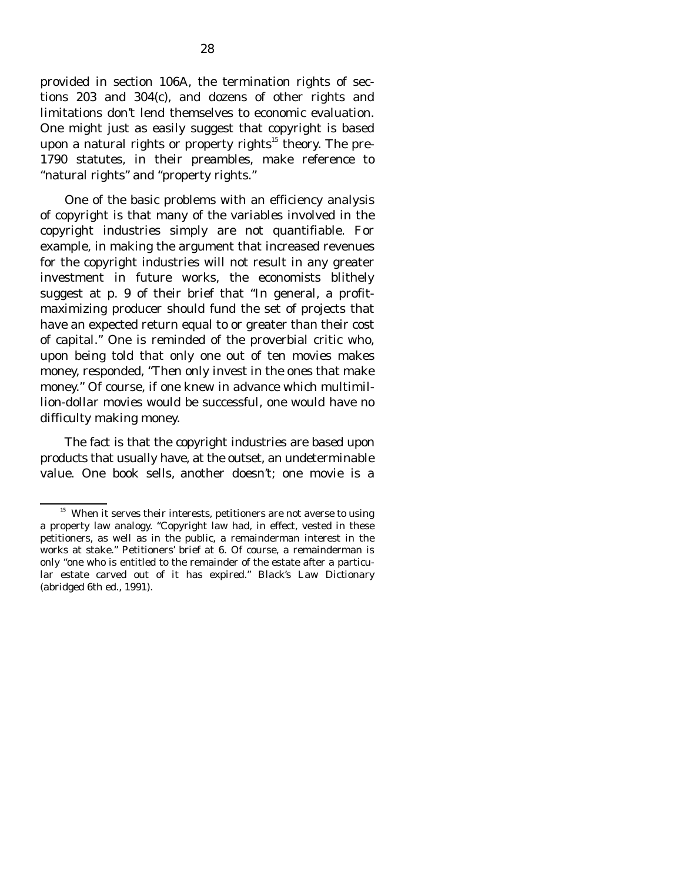provided in section 106A, the termination rights of sections 203 and 304(c), and dozens of other rights and limitations don't lend themselves to economic evaluation. One might just as easily suggest that copyright is based upon a natural rights or property rights[15] theory. The pre-1790 statutes, in their preambles, make reference to "natural rights" and "property rights."

One of the basic problems with an efficiency analysis of copyright is that many of the variables involved in the copyright industries simply are not quantifiable. For example, in making the argument that increased revenues for the copyright industries will not result in any greater investment in future works, the economists blithely suggest at p. 9 of their brief that "In general, a profit-maximizing producer should fund the set of projects that have an expected return equal to or greater than their cost of capital." One is reminded of the proverbial critic who, upon being told that only one out of ten movies makes money, responded, "Then only invest in the ones that make money." Of course, if one knew in advance which multimillion-dollar movies would be successful, one would have no difficulty making money.

The fact is that the copyright industries are based upon products that usually have, at the outset, an undeterminable value. One book sells, another doesn't; one movie is a

---

[15] When it serves their interests, petitioners are not averse to using a property law analogy. "Copyright law had, in effect, vested in these petitioners, as well as in the public, a remainderman interest in the works at stake." Petitioners' brief at 6. Of course, a remainderman is only "one who is entitled to the remainder of the estate after a particular estate carved out of it has expired." Black's Law Dictionary (abridged 6th ed., 1991).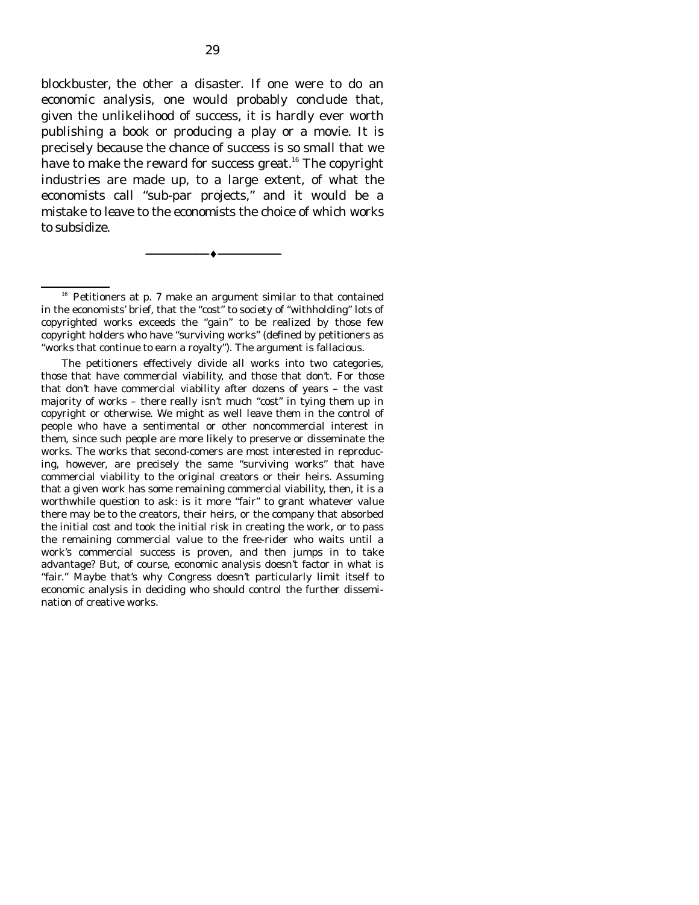blockbuster, the other a disaster. If one were to do an economic analysis, one would probably conclude that, given the unlikelihood of success, it is hardly ever worth publishing a book or producing a play or a movie. It is precisely because the chance of success is so small that we have to make the reward for success great.[16] The copyright industries are made up, to a large extent, of what the economists call "sub-par projects," and it would be a mistake to leave to the economists the choice of which works to subsidize.

---

[16] Petitioners at p. 7 make an argument similar to that contained in the economists' brief, that the "cost" to society of "withholding" lots of copyrighted works exceeds the "gain" to be realized by those few copyright holders who have "surviving works" (defined by petitioners as "works that continue to earn a royalty"). The argument is fallacious.

The petitioners effectively divide all works into two categories, those that have commercial viability, and those that don't. For those that don't have commercial viability after dozens of years – the vast majority of works – there really isn't much "cost" in tying them up in copyright or otherwise. We might as well leave them in the control of people who have a sentimental or other noncommercial interest in them, since such people are more likely to preserve or disseminate the works. The works that second-comers are most interested in reproducing, however, are precisely the same "surviving works" that have commercial viability to the original creators or their heirs. Assuming that a given work has some remaining commercial viability, then, it is a worthwhile question to ask: is it more "fair" to grant whatever value there may be to the creators, their heirs, or the company that absorbed the initial cost and took the initial risk in creating the work, or to pass the remaining commercial value to the free-rider who waits until a work's commercial success is proven, and then jumps in to take advantage? But, of course, economic analysis doesn't factor in what is "fair." Maybe that's why Congress doesn't particularly limit itself to economic analysis in deciding who should control the further dissemination of creative works.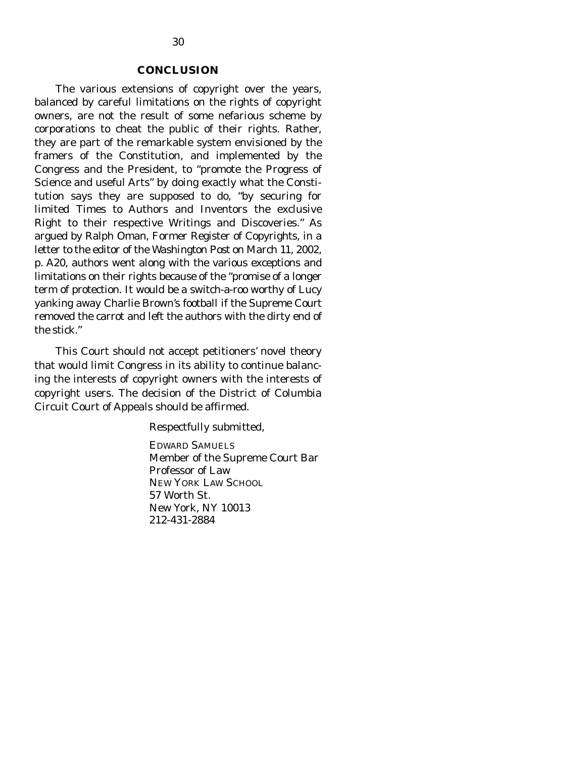## CONCLUSION

The various extensions of copyright over the years, balanced by careful limitations on the rights of copyright owners, are not the result of some nefarious scheme by corporations to cheat the public of their rights. Rather, they are part of the remarkable system envisioned by the framers of the Constitution, and implemented by the Congress and the President, to "promote the Progress of Science and useful Arts" by doing exactly what the Constitution says they are supposed to do, "by securing for limited Times to Authors and Inventors the exclusive Right to their respective Writings and Discoveries." As argued by Ralph Oman, Former Register of Copyrights, in a letter to the editor of the *Washington Post* on March 11, 2002, p. A20, authors went along with the various exceptions and limitations on their rights because of the "promise of a longer term of protection. It would be a switch-a-roo worthy of Lucy yanking away Charlie Brown's football if the Supreme Court removed the carrot and left the authors with the dirty end of the stick."

This Court should not accept petitioners' novel theory that would limit Congress in its ability to continue balancing the interests of copyright owners with the interests of copyright users. The decision of the District of Columbia Circuit Court of Appeals should be affirmed.

Respectfully submitted,

EDWARD SAMUELS
Member of the Supreme Court Bar
Professor of Law
NEW YORK LAW SCHOOL
57 Worth St.
New York, NY 10013
212-431-2884